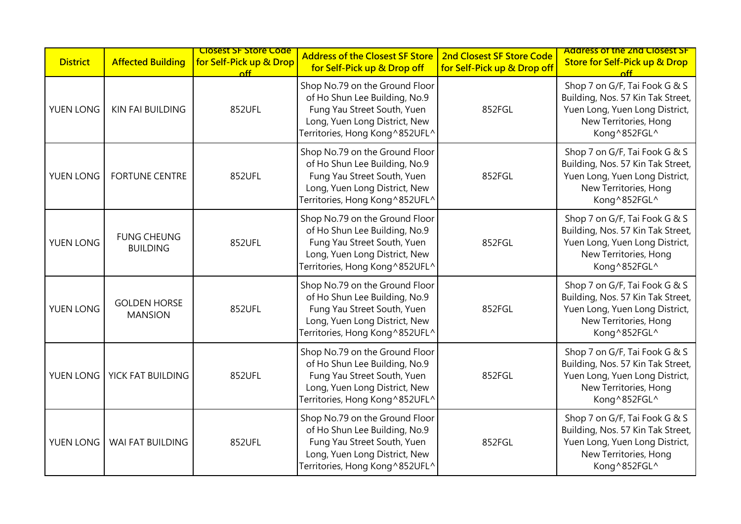| District | Affected Building | Closest SF Store Code for Self-Pick up & Drop off | Address of the Closest SF Store for Self-Pick up & Drop off | 2nd Closest SF Store Code for Self-Pick up & Drop off | Address of the 2nd Closest SF Store for Self-Pick up & Drop off |
| --- | --- | --- | --- | --- | --- |
| YUEN LONG | KIN FAI BUILDING | 852UFL | Shop No.79 on the Ground Floor of Ho Shun Lee Building, No.9 Fung Yau Street South, Yuen Long, Yuen Long District, New Territories, Hong Kong^852UFL^ | 852FGL | Shop 7 on G/F, Tai Fook G & S Building, Nos. 57 Kin Tak Street, Yuen Long, Yuen Long District, New Territories, Hong Kong^852FGL^ |
| YUEN LONG | FORTUNE CENTRE | 852UFL | Shop No.79 on the Ground Floor of Ho Shun Lee Building, No.9 Fung Yau Street South, Yuen Long, Yuen Long District, New Territories, Hong Kong^852UFL^ | 852FGL | Shop 7 on G/F, Tai Fook G & S Building, Nos. 57 Kin Tak Street, Yuen Long, Yuen Long District, New Territories, Hong Kong^852FGL^ |
| YUEN LONG | FUNG CHEUNG BUILDING | 852UFL | Shop No.79 on the Ground Floor of Ho Shun Lee Building, No.9 Fung Yau Street South, Yuen Long, Yuen Long District, New Territories, Hong Kong^852UFL^ | 852FGL | Shop 7 on G/F, Tai Fook G & S Building, Nos. 57 Kin Tak Street, Yuen Long, Yuen Long District, New Territories, Hong Kong^852FGL^ |
| YUEN LONG | GOLDEN HORSE MANSION | 852UFL | Shop No.79 on the Ground Floor of Ho Shun Lee Building, No.9 Fung Yau Street South, Yuen Long, Yuen Long District, New Territories, Hong Kong^852UFL^ | 852FGL | Shop 7 on G/F, Tai Fook G & S Building, Nos. 57 Kin Tak Street, Yuen Long, Yuen Long District, New Territories, Hong Kong^852FGL^ |
| YUEN LONG | YICK FAT BUILDING | 852UFL | Shop No.79 on the Ground Floor of Ho Shun Lee Building, No.9 Fung Yau Street South, Yuen Long, Yuen Long District, New Territories, Hong Kong^852UFL^ | 852FGL | Shop 7 on G/F, Tai Fook G & S Building, Nos. 57 Kin Tak Street, Yuen Long, Yuen Long District, New Territories, Hong Kong^852FGL^ |
| YUEN LONG | WAI FAT BUILDING | 852UFL | Shop No.79 on the Ground Floor of Ho Shun Lee Building, No.9 Fung Yau Street South, Yuen Long, Yuen Long District, New Territories, Hong Kong^852UFL^ | 852FGL | Shop 7 on G/F, Tai Fook G & S Building, Nos. 57 Kin Tak Street, Yuen Long, Yuen Long District, New Territories, Hong Kong^852FGL^ |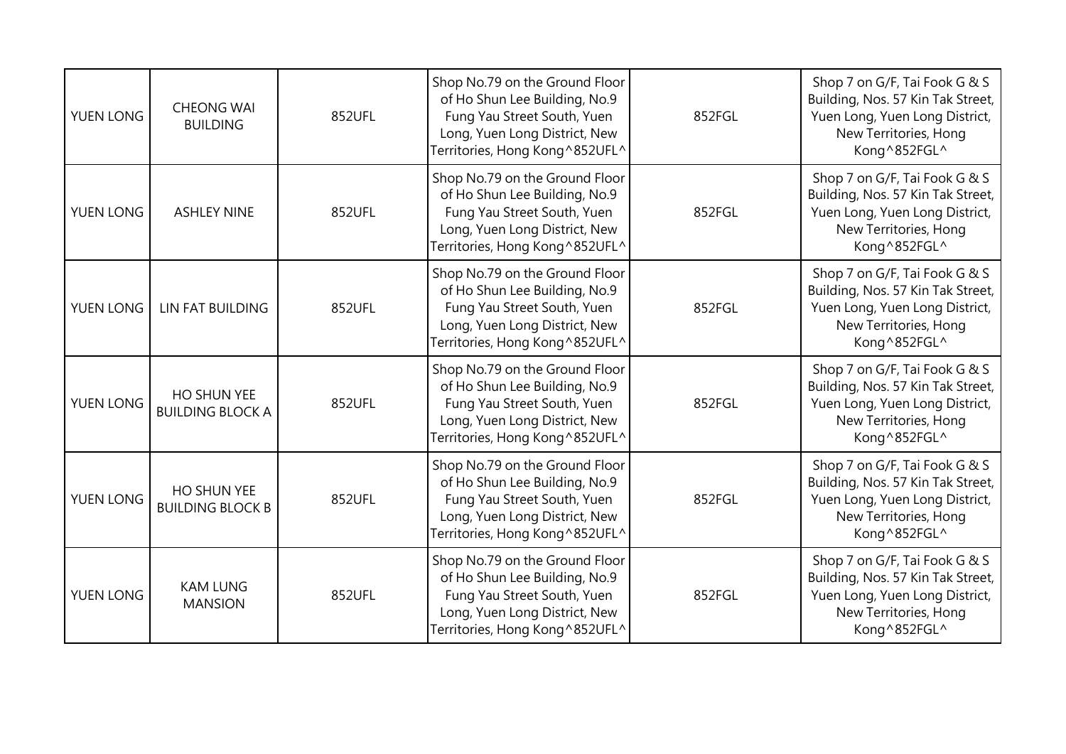| | | | | | |
|---|---|---|---|---|---|
| YUEN LONG | CHEONG WAI BUILDING | 852UFL | Shop No.79 on the Ground Floor of Ho Shun Lee Building, No.9 Fung Yau Street South, Yuen Long, Yuen Long District, New Territories, Hong Kong^852UFL^ | 852FGL | Shop 7 on G/F, Tai Fook G & S Building, Nos. 57 Kin Tak Street, Yuen Long, Yuen Long District, New Territories, Hong Kong^852FGL^ |
| YUEN LONG | ASHLEY NINE | 852UFL | Shop No.79 on the Ground Floor of Ho Shun Lee Building, No.9 Fung Yau Street South, Yuen Long, Yuen Long District, New Territories, Hong Kong^852UFL^ | 852FGL | Shop 7 on G/F, Tai Fook G & S Building, Nos. 57 Kin Tak Street, Yuen Long, Yuen Long District, New Territories, Hong Kong^852FGL^ |
| YUEN LONG | LIN FAT BUILDING | 852UFL | Shop No.79 on the Ground Floor of Ho Shun Lee Building, No.9 Fung Yau Street South, Yuen Long, Yuen Long District, New Territories, Hong Kong^852UFL^ | 852FGL | Shop 7 on G/F, Tai Fook G & S Building, Nos. 57 Kin Tak Street, Yuen Long, Yuen Long District, New Territories, Hong Kong^852FGL^ |
| YUEN LONG | HO SHUN YEE BUILDING BLOCK A | 852UFL | Shop No.79 on the Ground Floor of Ho Shun Lee Building, No.9 Fung Yau Street South, Yuen Long, Yuen Long District, New Territories, Hong Kong^852UFL^ | 852FGL | Shop 7 on G/F, Tai Fook G & S Building, Nos. 57 Kin Tak Street, Yuen Long, Yuen Long District, New Territories, Hong Kong^852FGL^ |
| YUEN LONG | HO SHUN YEE BUILDING BLOCK B | 852UFL | Shop No.79 on the Ground Floor of Ho Shun Lee Building, No.9 Fung Yau Street South, Yuen Long, Yuen Long District, New Territories, Hong Kong^852UFL^ | 852FGL | Shop 7 on G/F, Tai Fook G & S Building, Nos. 57 Kin Tak Street, Yuen Long, Yuen Long District, New Territories, Hong Kong^852FGL^ |
| YUEN LONG | KAM LUNG MANSION | 852UFL | Shop No.79 on the Ground Floor of Ho Shun Lee Building, No.9 Fung Yau Street South, Yuen Long, Yuen Long District, New Territories, Hong Kong^852UFL^ | 852FGL | Shop 7 on G/F, Tai Fook G & S Building, Nos. 57 Kin Tak Street, Yuen Long, Yuen Long District, New Territories, Hong Kong^852FGL^ |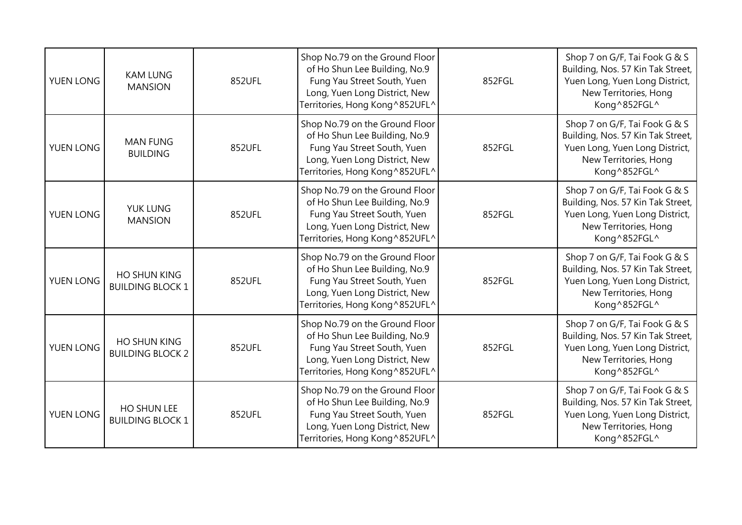| | | | | | |
|---|---|---|---|---|---|
| YUEN LONG | KAM LUNG MANSION | 852UFL | Shop No.79 on the Ground Floor of Ho Shun Lee Building, No.9 Fung Yau Street South, Yuen Long, Yuen Long District, New Territories, Hong Kong^852UFL^ | 852FGL | Shop 7 on G/F, Tai Fook G & S Building, Nos. 57 Kin Tak Street, Yuen Long, Yuen Long District, New Territories, Hong Kong^852FGL^ |
| YUEN LONG | MAN FUNG BUILDING | 852UFL | Shop No.79 on the Ground Floor of Ho Shun Lee Building, No.9 Fung Yau Street South, Yuen Long, Yuen Long District, New Territories, Hong Kong^852UFL^ | 852FGL | Shop 7 on G/F, Tai Fook G & S Building, Nos. 57 Kin Tak Street, Yuen Long, Yuen Long District, New Territories, Hong Kong^852FGL^ |
| YUEN LONG | YUK LUNG MANSION | 852UFL | Shop No.79 on the Ground Floor of Ho Shun Lee Building, No.9 Fung Yau Street South, Yuen Long, Yuen Long District, New Territories, Hong Kong^852UFL^ | 852FGL | Shop 7 on G/F, Tai Fook G & S Building, Nos. 57 Kin Tak Street, Yuen Long, Yuen Long District, New Territories, Hong Kong^852FGL^ |
| YUEN LONG | HO SHUN KING BUILDING BLOCK 1 | 852UFL | Shop No.79 on the Ground Floor of Ho Shun Lee Building, No.9 Fung Yau Street South, Yuen Long, Yuen Long District, New Territories, Hong Kong^852UFL^ | 852FGL | Shop 7 on G/F, Tai Fook G & S Building, Nos. 57 Kin Tak Street, Yuen Long, Yuen Long District, New Territories, Hong Kong^852FGL^ |
| YUEN LONG | HO SHUN KING BUILDING BLOCK 2 | 852UFL | Shop No.79 on the Ground Floor of Ho Shun Lee Building, No.9 Fung Yau Street South, Yuen Long, Yuen Long District, New Territories, Hong Kong^852UFL^ | 852FGL | Shop 7 on G/F, Tai Fook G & S Building, Nos. 57 Kin Tak Street, Yuen Long, Yuen Long District, New Territories, Hong Kong^852FGL^ |
| YUEN LONG | HO SHUN LEE BUILDING BLOCK 1 | 852UFL | Shop No.79 on the Ground Floor of Ho Shun Lee Building, No.9 Fung Yau Street South, Yuen Long, Yuen Long District, New Territories, Hong Kong^852UFL^ | 852FGL | Shop 7 on G/F, Tai Fook G & S Building, Nos. 57 Kin Tak Street, Yuen Long, Yuen Long District, New Territories, Hong Kong^852FGL^ |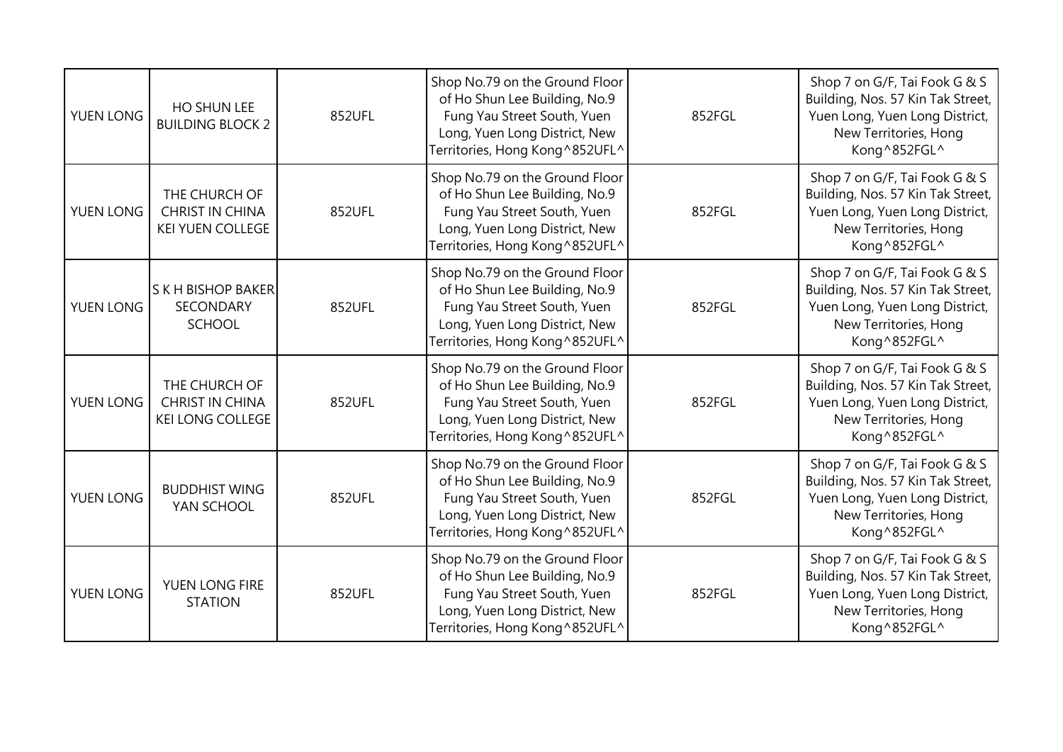| | | | | | |
|---|---|---|---|---|---|
| YUEN LONG | HO SHUN LEE BUILDING BLOCK 2 | 852UFL | Shop No.79 on the Ground Floor of Ho Shun Lee Building, No.9 Fung Yau Street South, Yuen Long, Yuen Long District, New Territories, Hong Kong^852UFL^ | 852FGL | Shop 7 on G/F, Tai Fook G & S Building, Nos. 57 Kin Tak Street, Yuen Long, Yuen Long District, New Territories, Hong Kong^852FGL^ |
| YUEN LONG | THE CHURCH OF CHRIST IN CHINA KEI YUEN COLLEGE | 852UFL | Shop No.79 on the Ground Floor of Ho Shun Lee Building, No.9 Fung Yau Street South, Yuen Long, Yuen Long District, New Territories, Hong Kong^852UFL^ | 852FGL | Shop 7 on G/F, Tai Fook G & S Building, Nos. 57 Kin Tak Street, Yuen Long, Yuen Long District, New Territories, Hong Kong^852FGL^ |
| YUEN LONG | S K H BISHOP BAKER SECONDARY SCHOOL | 852UFL | Shop No.79 on the Ground Floor of Ho Shun Lee Building, No.9 Fung Yau Street South, Yuen Long, Yuen Long District, New Territories, Hong Kong^852UFL^ | 852FGL | Shop 7 on G/F, Tai Fook G & S Building, Nos. 57 Kin Tak Street, Yuen Long, Yuen Long District, New Territories, Hong Kong^852FGL^ |
| YUEN LONG | THE CHURCH OF CHRIST IN CHINA KEI LONG COLLEGE | 852UFL | Shop No.79 on the Ground Floor of Ho Shun Lee Building, No.9 Fung Yau Street South, Yuen Long, Yuen Long District, New Territories, Hong Kong^852UFL^ | 852FGL | Shop 7 on G/F, Tai Fook G & S Building, Nos. 57 Kin Tak Street, Yuen Long, Yuen Long District, New Territories, Hong Kong^852FGL^ |
| YUEN LONG | BUDDHIST WING YAN SCHOOL | 852UFL | Shop No.79 on the Ground Floor of Ho Shun Lee Building, No.9 Fung Yau Street South, Yuen Long, Yuen Long District, New Territories, Hong Kong^852UFL^ | 852FGL | Shop 7 on G/F, Tai Fook G & S Building, Nos. 57 Kin Tak Street, Yuen Long, Yuen Long District, New Territories, Hong Kong^852FGL^ |
| YUEN LONG | YUEN LONG FIRE STATION | 852UFL | Shop No.79 on the Ground Floor of Ho Shun Lee Building, No.9 Fung Yau Street South, Yuen Long, Yuen Long District, New Territories, Hong Kong^852UFL^ | 852FGL | Shop 7 on G/F, Tai Fook G & S Building, Nos. 57 Kin Tak Street, Yuen Long, Yuen Long District, New Territories, Hong Kong^852FGL^ |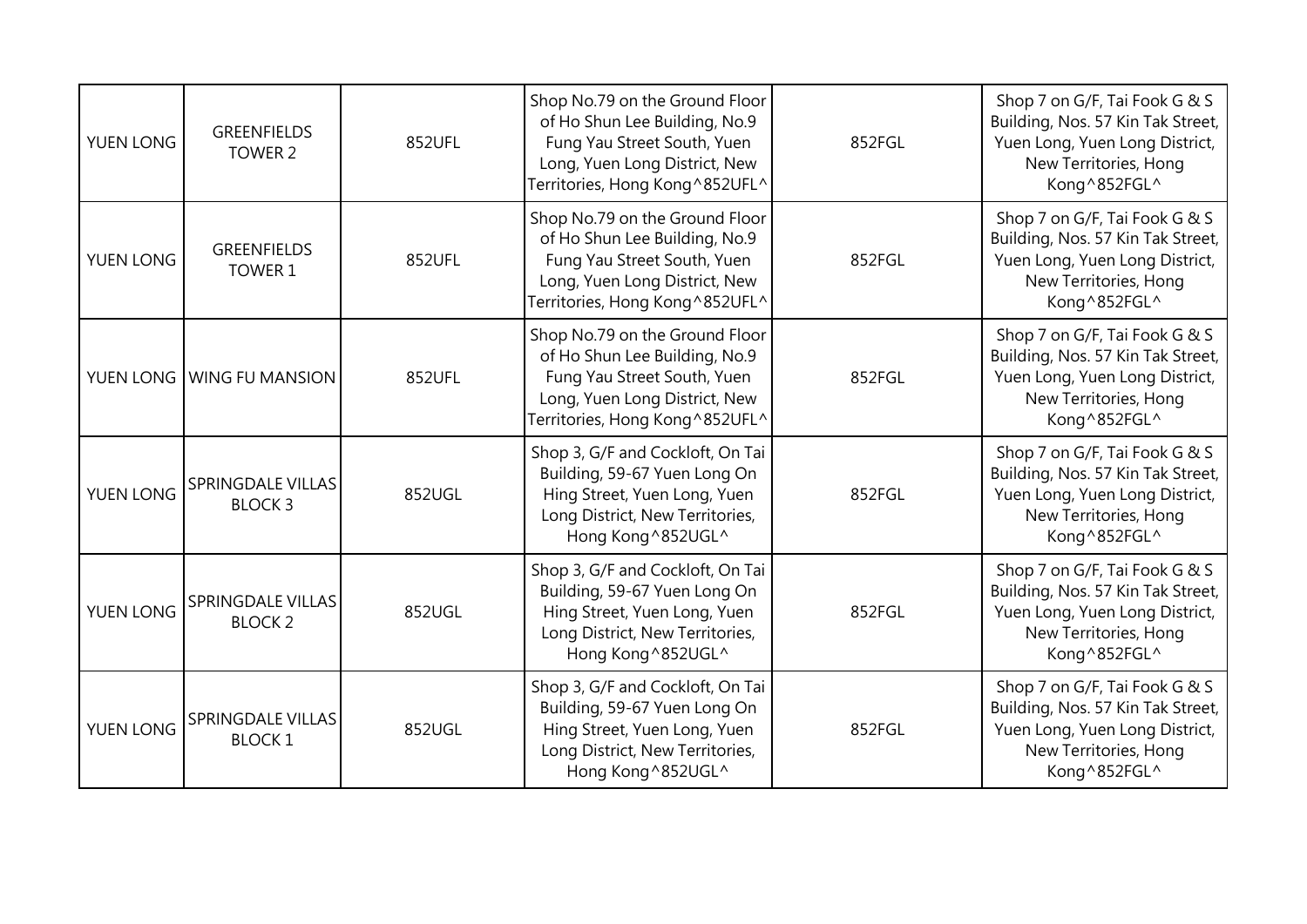| | | | | | |
|---|---|---|---|---|---|
| YUEN LONG | GREENFIELDS TOWER 2 | 852UFL | Shop No.79 on the Ground Floor of Ho Shun Lee Building, No.9 Fung Yau Street South, Yuen Long, Yuen Long District, New Territories, Hong Kong^852UFL^ | 852FGL | Shop 7 on G/F, Tai Fook G & S Building, Nos. 57 Kin Tak Street, Yuen Long, Yuen Long District, New Territories, Hong Kong^852FGL^ |
| YUEN LONG | GREENFIELDS TOWER 1 | 852UFL | Shop No.79 on the Ground Floor of Ho Shun Lee Building, No.9 Fung Yau Street South, Yuen Long, Yuen Long District, New Territories, Hong Kong^852UFL^ | 852FGL | Shop 7 on G/F, Tai Fook G & S Building, Nos. 57 Kin Tak Street, Yuen Long, Yuen Long District, New Territories, Hong Kong^852FGL^ |
| YUEN LONG | WING FU MANSION | 852UFL | Shop No.79 on the Ground Floor of Ho Shun Lee Building, No.9 Fung Yau Street South, Yuen Long, Yuen Long District, New Territories, Hong Kong^852UFL^ | 852FGL | Shop 7 on G/F, Tai Fook G & S Building, Nos. 57 Kin Tak Street, Yuen Long, Yuen Long District, New Territories, Hong Kong^852FGL^ |
| YUEN LONG | SPRINGDALE VILLAS BLOCK 3 | 852UGL | Shop 3, G/F and Cockloft, On Tai Building, 59-67 Yuen Long On Hing Street, Yuen Long, Yuen Long District, New Territories, Hong Kong^852UGL^ | 852FGL | Shop 7 on G/F, Tai Fook G & S Building, Nos. 57 Kin Tak Street, Yuen Long, Yuen Long District, New Territories, Hong Kong^852FGL^ |
| YUEN LONG | SPRINGDALE VILLAS BLOCK 2 | 852UGL | Shop 3, G/F and Cockloft, On Tai Building, 59-67 Yuen Long On Hing Street, Yuen Long, Yuen Long District, New Territories, Hong Kong^852UGL^ | 852FGL | Shop 7 on G/F, Tai Fook G & S Building, Nos. 57 Kin Tak Street, Yuen Long, Yuen Long District, New Territories, Hong Kong^852FGL^ |
| YUEN LONG | SPRINGDALE VILLAS BLOCK 1 | 852UGL | Shop 3, G/F and Cockloft, On Tai Building, 59-67 Yuen Long On Hing Street, Yuen Long, Yuen Long District, New Territories, Hong Kong^852UGL^ | 852FGL | Shop 7 on G/F, Tai Fook G & S Building, Nos. 57 Kin Tak Street, Yuen Long, Yuen Long District, New Territories, Hong Kong^852FGL^ |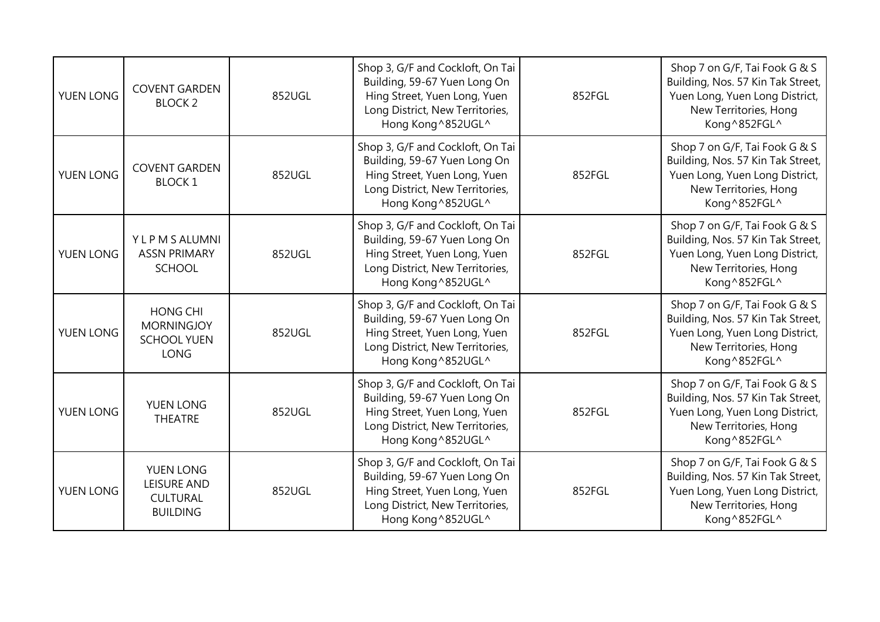| | | | | | |
|---|---|---|---|---|---|
| YUEN LONG | COVENT GARDEN BLOCK 2 | 852UGL | Shop 3, G/F and Cockloft, On Tai Building, 59-67 Yuen Long On Hing Street, Yuen Long, Yuen Long District, New Territories, Hong Kong^852UGL^ | 852FGL | Shop 7 on G/F, Tai Fook G & S Building, Nos. 57 Kin Tak Street, Yuen Long, Yuen Long District, New Territories, Hong Kong^852FGL^ |
| YUEN LONG | COVENT GARDEN BLOCK 1 | 852UGL | Shop 3, G/F and Cockloft, On Tai Building, 59-67 Yuen Long On Hing Street, Yuen Long, Yuen Long District, New Territories, Hong Kong^852UGL^ | 852FGL | Shop 7 on G/F, Tai Fook G & S Building, Nos. 57 Kin Tak Street, Yuen Long, Yuen Long District, New Territories, Hong Kong^852FGL^ |
| YUEN LONG | Y L P M S ALUMNI ASSN PRIMARY SCHOOL | 852UGL | Shop 3, G/F and Cockloft, On Tai Building, 59-67 Yuen Long On Hing Street, Yuen Long, Yuen Long District, New Territories, Hong Kong^852UGL^ | 852FGL | Shop 7 on G/F, Tai Fook G & S Building, Nos. 57 Kin Tak Street, Yuen Long, Yuen Long District, New Territories, Hong Kong^852FGL^ |
| YUEN LONG | HONG CHI MORNINGJOY SCHOOL YUEN LONG | 852UGL | Shop 3, G/F and Cockloft, On Tai Building, 59-67 Yuen Long On Hing Street, Yuen Long, Yuen Long District, New Territories, Hong Kong^852UGL^ | 852FGL | Shop 7 on G/F, Tai Fook G & S Building, Nos. 57 Kin Tak Street, Yuen Long, Yuen Long District, New Territories, Hong Kong^852FGL^ |
| YUEN LONG | YUEN LONG THEATRE | 852UGL | Shop 3, G/F and Cockloft, On Tai Building, 59-67 Yuen Long On Hing Street, Yuen Long, Yuen Long District, New Territories, Hong Kong^852UGL^ | 852FGL | Shop 7 on G/F, Tai Fook G & S Building, Nos. 57 Kin Tak Street, Yuen Long, Yuen Long District, New Territories, Hong Kong^852FGL^ |
| YUEN LONG | YUEN LONG LEISURE AND CULTURAL BUILDING | 852UGL | Shop 3, G/F and Cockloft, On Tai Building, 59-67 Yuen Long On Hing Street, Yuen Long, Yuen Long District, New Territories, Hong Kong^852UGL^ | 852FGL | Shop 7 on G/F, Tai Fook G & S Building, Nos. 57 Kin Tak Street, Yuen Long, Yuen Long District, New Territories, Hong Kong^852FGL^ |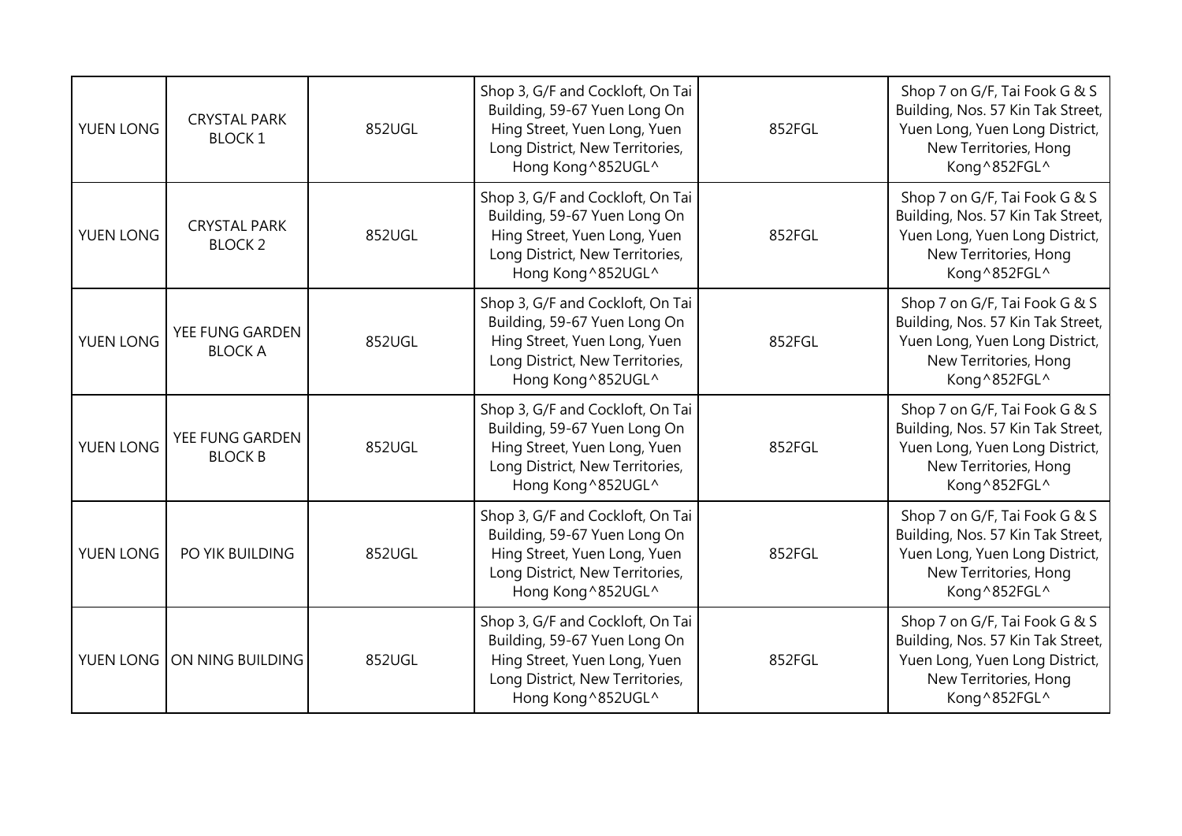| | | | | | |
|---|---|---|---|---|---|
| YUEN LONG | CRYSTAL PARK BLOCK 1 | 852UGL | Shop 3, G/F and Cockloft, On Tai Building, 59-67 Yuen Long On Hing Street, Yuen Long, Yuen Long District, New Territories, Hong Kong^852UGL^ | 852FGL | Shop 7 on G/F, Tai Fook G & S Building, Nos. 57 Kin Tak Street, Yuen Long, Yuen Long District, New Territories, Hong Kong^852FGL^ |
| YUEN LONG | CRYSTAL PARK BLOCK 2 | 852UGL | Shop 3, G/F and Cockloft, On Tai Building, 59-67 Yuen Long On Hing Street, Yuen Long, Yuen Long District, New Territories, Hong Kong^852UGL^ | 852FGL | Shop 7 on G/F, Tai Fook G & S Building, Nos. 57 Kin Tak Street, Yuen Long, Yuen Long District, New Territories, Hong Kong^852FGL^ |
| YUEN LONG | YEE FUNG GARDEN BLOCK A | 852UGL | Shop 3, G/F and Cockloft, On Tai Building, 59-67 Yuen Long On Hing Street, Yuen Long, Yuen Long District, New Territories, Hong Kong^852UGL^ | 852FGL | Shop 7 on G/F, Tai Fook G & S Building, Nos. 57 Kin Tak Street, Yuen Long, Yuen Long District, New Territories, Hong Kong^852FGL^ |
| YUEN LONG | YEE FUNG GARDEN BLOCK B | 852UGL | Shop 3, G/F and Cockloft, On Tai Building, 59-67 Yuen Long On Hing Street, Yuen Long, Yuen Long District, New Territories, Hong Kong^852UGL^ | 852FGL | Shop 7 on G/F, Tai Fook G & S Building, Nos. 57 Kin Tak Street, Yuen Long, Yuen Long District, New Territories, Hong Kong^852FGL^ |
| YUEN LONG | PO YIK BUILDING | 852UGL | Shop 3, G/F and Cockloft, On Tai Building, 59-67 Yuen Long On Hing Street, Yuen Long, Yuen Long District, New Territories, Hong Kong^852UGL^ | 852FGL | Shop 7 on G/F, Tai Fook G & S Building, Nos. 57 Kin Tak Street, Yuen Long, Yuen Long District, New Territories, Hong Kong^852FGL^ |
| YUEN LONG | ON NING BUILDING | 852UGL | Shop 3, G/F and Cockloft, On Tai Building, 59-67 Yuen Long On Hing Street, Yuen Long, Yuen Long District, New Territories, Hong Kong^852UGL^ | 852FGL | Shop 7 on G/F, Tai Fook G & S Building, Nos. 57 Kin Tak Street, Yuen Long, Yuen Long District, New Territories, Hong Kong^852FGL^ |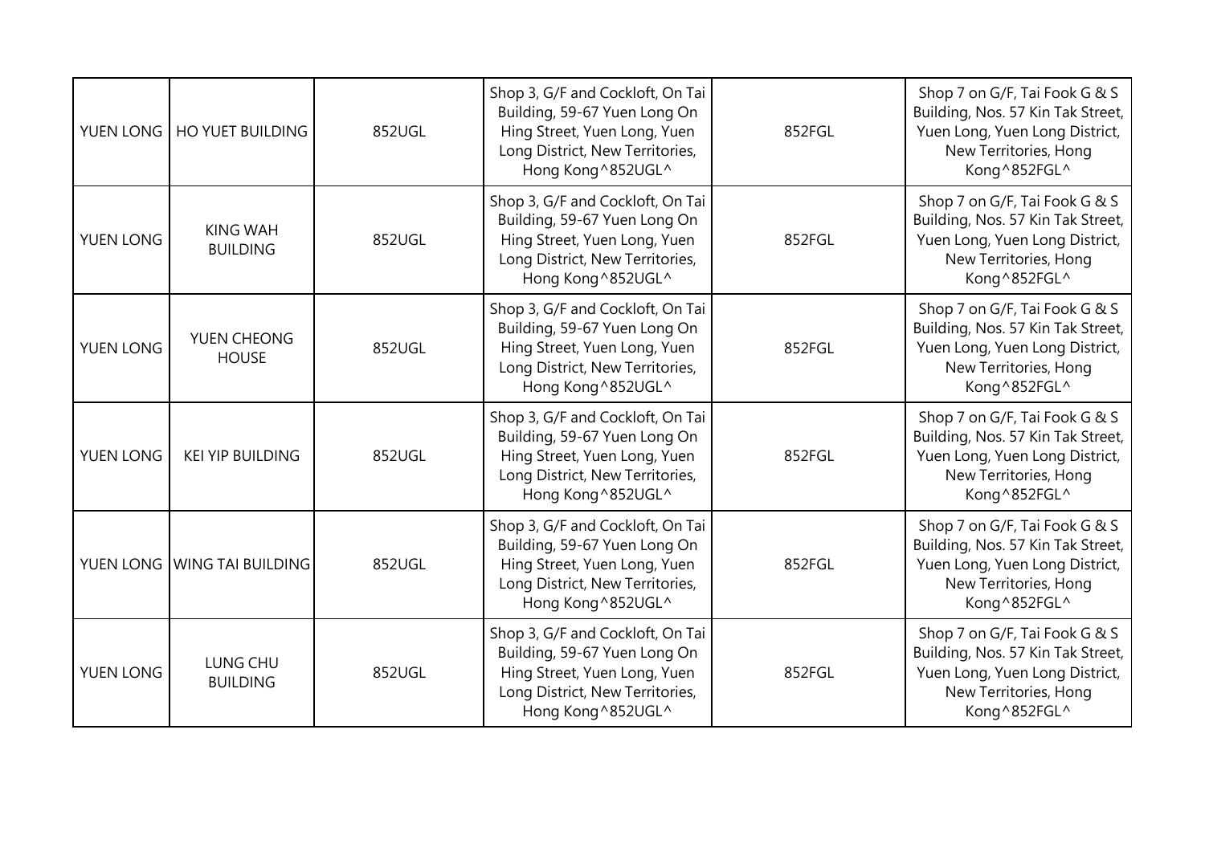| YUEN LONG | HO YUET BUILDING | 852UGL | Shop 3, G/F and Cockloft, On Tai Building, 59-67 Yuen Long On Hing Street, Yuen Long, Yuen Long District, New Territories, Hong Kong^852UGL^ | 852FGL | Shop 7 on G/F, Tai Fook G & S Building, Nos. 57 Kin Tak Street, Yuen Long, Yuen Long District, New Territories, Hong Kong^852FGL^ |
|---|---|---|---|---|---|
| YUEN LONG | KING WAH BUILDING | 852UGL | Shop 3, G/F and Cockloft, On Tai Building, 59-67 Yuen Long On Hing Street, Yuen Long, Yuen Long District, New Territories, Hong Kong^852UGL^ | 852FGL | Shop 7 on G/F, Tai Fook G & S Building, Nos. 57 Kin Tak Street, Yuen Long, Yuen Long District, New Territories, Hong Kong^852FGL^ |
| YUEN LONG | YUEN CHEONG HOUSE | 852UGL | Shop 3, G/F and Cockloft, On Tai Building, 59-67 Yuen Long On Hing Street, Yuen Long, Yuen Long District, New Territories, Hong Kong^852UGL^ | 852FGL | Shop 7 on G/F, Tai Fook G & S Building, Nos. 57 Kin Tak Street, Yuen Long, Yuen Long District, New Territories, Hong Kong^852FGL^ |
| YUEN LONG | KEI YIP BUILDING | 852UGL | Shop 3, G/F and Cockloft, On Tai Building, 59-67 Yuen Long On Hing Street, Yuen Long, Yuen Long District, New Territories, Hong Kong^852UGL^ | 852FGL | Shop 7 on G/F, Tai Fook G & S Building, Nos. 57 Kin Tak Street, Yuen Long, Yuen Long District, New Territories, Hong Kong^852FGL^ |
| YUEN LONG | WING TAI BUILDING | 852UGL | Shop 3, G/F and Cockloft, On Tai Building, 59-67 Yuen Long On Hing Street, Yuen Long, Yuen Long District, New Territories, Hong Kong^852UGL^ | 852FGL | Shop 7 on G/F, Tai Fook G & S Building, Nos. 57 Kin Tak Street, Yuen Long, Yuen Long District, New Territories, Hong Kong^852FGL^ |
| YUEN LONG | LUNG CHU BUILDING | 852UGL | Shop 3, G/F and Cockloft, On Tai Building, 59-67 Yuen Long On Hing Street, Yuen Long, Yuen Long District, New Territories, Hong Kong^852UGL^ | 852FGL | Shop 7 on G/F, Tai Fook G & S Building, Nos. 57 Kin Tak Street, Yuen Long, Yuen Long District, New Territories, Hong Kong^852FGL^ |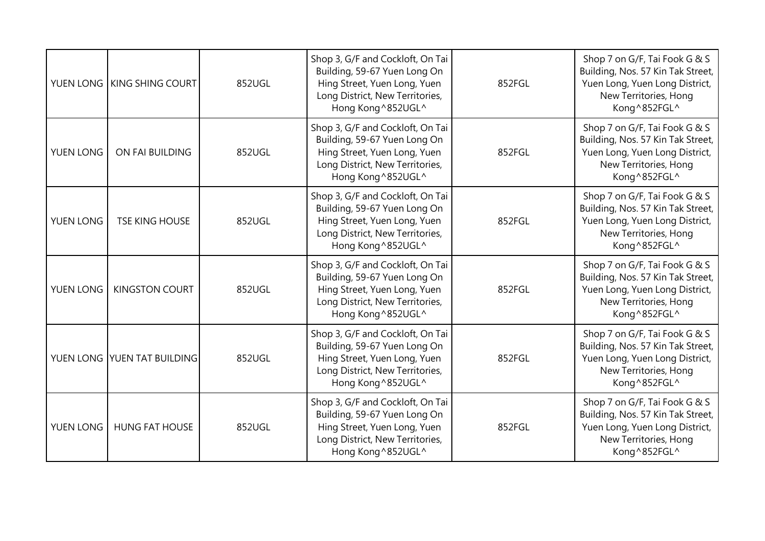| | | | | | |
|---|---|---|---|---|---|
| YUEN LONG | KING SHING COURT | 852UGL | Shop 3, G/F and Cockloft, On Tai Building, 59-67 Yuen Long On Hing Street, Yuen Long, Yuen Long District, New Territories, Hong Kong^852UGL^ | 852FGL | Shop 7 on G/F, Tai Fook G & S Building, Nos. 57 Kin Tak Street, Yuen Long, Yuen Long District, New Territories, Hong Kong^852FGL^ |
| YUEN LONG | ON FAI BUILDING | 852UGL | Shop 3, G/F and Cockloft, On Tai Building, 59-67 Yuen Long On Hing Street, Yuen Long, Yuen Long District, New Territories, Hong Kong^852UGL^ | 852FGL | Shop 7 on G/F, Tai Fook G & S Building, Nos. 57 Kin Tak Street, Yuen Long, Yuen Long District, New Territories, Hong Kong^852FGL^ |
| YUEN LONG | TSE KING HOUSE | 852UGL | Shop 3, G/F and Cockloft, On Tai Building, 59-67 Yuen Long On Hing Street, Yuen Long, Yuen Long District, New Territories, Hong Kong^852UGL^ | 852FGL | Shop 7 on G/F, Tai Fook G & S Building, Nos. 57 Kin Tak Street, Yuen Long, Yuen Long District, New Territories, Hong Kong^852FGL^ |
| YUEN LONG | KINGSTON COURT | 852UGL | Shop 3, G/F and Cockloft, On Tai Building, 59-67 Yuen Long On Hing Street, Yuen Long, Yuen Long District, New Territories, Hong Kong^852UGL^ | 852FGL | Shop 7 on G/F, Tai Fook G & S Building, Nos. 57 Kin Tak Street, Yuen Long, Yuen Long District, New Territories, Hong Kong^852FGL^ |
| YUEN LONG | YUEN TAT BUILDING | 852UGL | Shop 3, G/F and Cockloft, On Tai Building, 59-67 Yuen Long On Hing Street, Yuen Long, Yuen Long District, New Territories, Hong Kong^852UGL^ | 852FGL | Shop 7 on G/F, Tai Fook G & S Building, Nos. 57 Kin Tak Street, Yuen Long, Yuen Long District, New Territories, Hong Kong^852FGL^ |
| YUEN LONG | HUNG FAT HOUSE | 852UGL | Shop 3, G/F and Cockloft, On Tai Building, 59-67 Yuen Long On Hing Street, Yuen Long, Yuen Long District, New Territories, Hong Kong^852UGL^ | 852FGL | Shop 7 on G/F, Tai Fook G & S Building, Nos. 57 Kin Tak Street, Yuen Long, Yuen Long District, New Territories, Hong Kong^852FGL^ |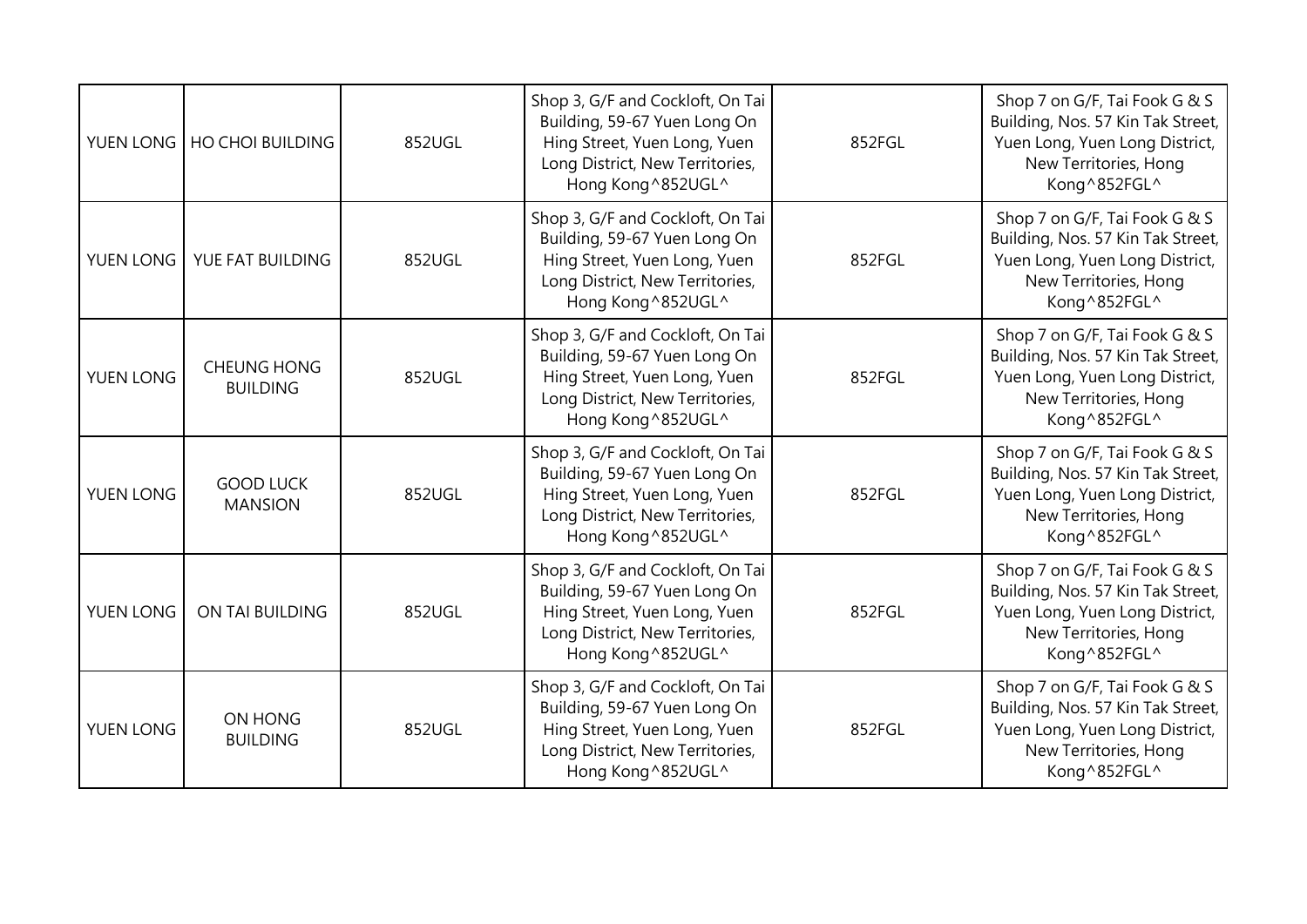| | | | | | |
|---|---|---|---|---|---|
| YUEN LONG | HO CHOI BUILDING | 852UGL | Shop 3, G/F and Cockloft, On Tai Building, 59-67 Yuen Long On Hing Street, Yuen Long, Yuen Long District, New Territories, Hong Kong^852UGL^ | 852FGL | Shop 7 on G/F, Tai Fook G & S Building, Nos. 57 Kin Tak Street, Yuen Long, Yuen Long District, New Territories, Hong Kong^852FGL^ |
| YUEN LONG | YUE FAT BUILDING | 852UGL | Shop 3, G/F and Cockloft, On Tai Building, 59-67 Yuen Long On Hing Street, Yuen Long, Yuen Long District, New Territories, Hong Kong^852UGL^ | 852FGL | Shop 7 on G/F, Tai Fook G & S Building, Nos. 57 Kin Tak Street, Yuen Long, Yuen Long District, New Territories, Hong Kong^852FGL^ |
| YUEN LONG | CHEUNG HONG BUILDING | 852UGL | Shop 3, G/F and Cockloft, On Tai Building, 59-67 Yuen Long On Hing Street, Yuen Long, Yuen Long District, New Territories, Hong Kong^852UGL^ | 852FGL | Shop 7 on G/F, Tai Fook G & S Building, Nos. 57 Kin Tak Street, Yuen Long, Yuen Long District, New Territories, Hong Kong^852FGL^ |
| YUEN LONG | GOOD LUCK MANSION | 852UGL | Shop 3, G/F and Cockloft, On Tai Building, 59-67 Yuen Long On Hing Street, Yuen Long, Yuen Long District, New Territories, Hong Kong^852UGL^ | 852FGL | Shop 7 on G/F, Tai Fook G & S Building, Nos. 57 Kin Tak Street, Yuen Long, Yuen Long District, New Territories, Hong Kong^852FGL^ |
| YUEN LONG | ON TAI BUILDING | 852UGL | Shop 3, G/F and Cockloft, On Tai Building, 59-67 Yuen Long On Hing Street, Yuen Long, Yuen Long District, New Territories, Hong Kong^852UGL^ | 852FGL | Shop 7 on G/F, Tai Fook G & S Building, Nos. 57 Kin Tak Street, Yuen Long, Yuen Long District, New Territories, Hong Kong^852FGL^ |
| YUEN LONG | ON HONG BUILDING | 852UGL | Shop 3, G/F and Cockloft, On Tai Building, 59-67 Yuen Long On Hing Street, Yuen Long, Yuen Long District, New Territories, Hong Kong^852UGL^ | 852FGL | Shop 7 on G/F, Tai Fook G & S Building, Nos. 57 Kin Tak Street, Yuen Long, Yuen Long District, New Territories, Hong Kong^852FGL^ |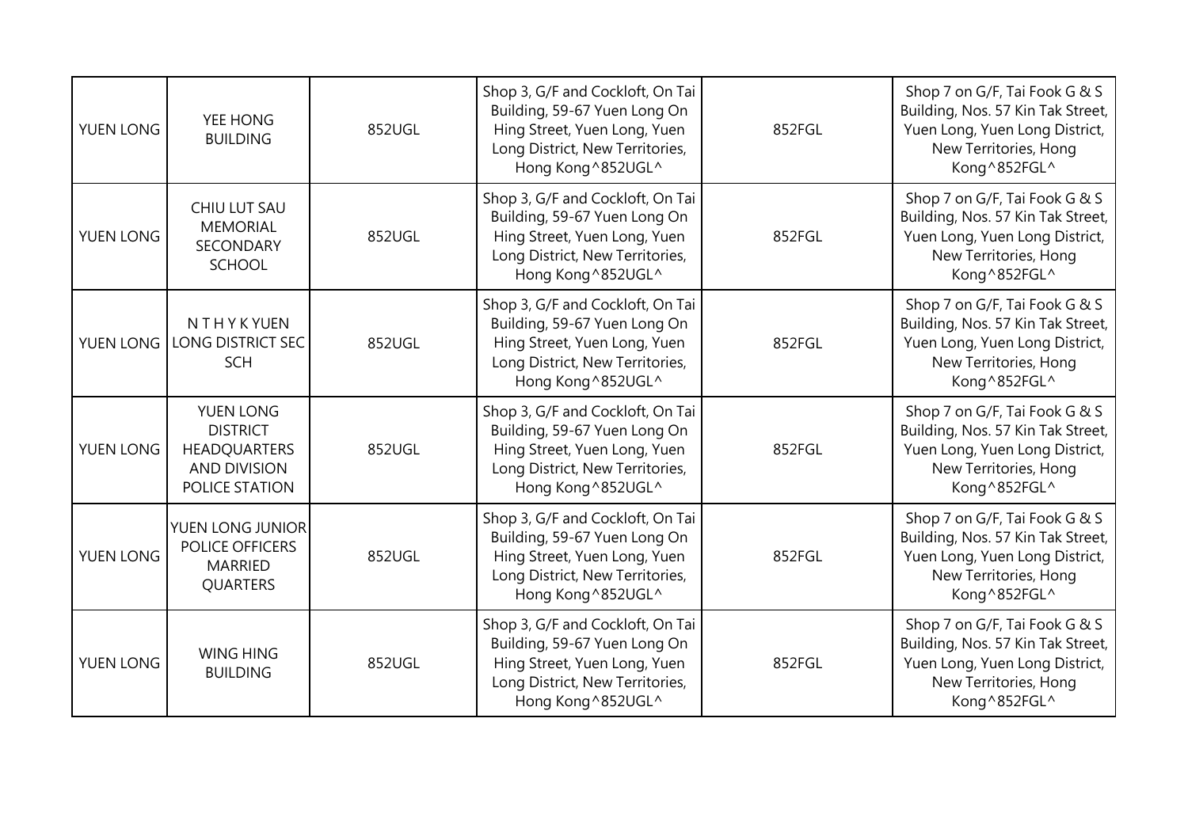| YUEN LONG | YEE HONG BUILDING | 852UGL | Shop 3, G/F and Cockloft, On Tai Building, 59-67 Yuen Long On Hing Street, Yuen Long, Yuen Long District, New Territories, Hong Kong^852UGL^ | 852FGL | Shop 7 on G/F, Tai Fook G & S Building, Nos. 57 Kin Tak Street, Yuen Long, Yuen Long District, New Territories, Hong Kong^852FGL^ |
|---|---|---|---|---|---|
| YUEN LONG | CHIU LUT SAU MEMORIAL SECONDARY SCHOOL | 852UGL | Shop 3, G/F and Cockloft, On Tai Building, 59-67 Yuen Long On Hing Street, Yuen Long, Yuen Long District, New Territories, Hong Kong^852UGL^ | 852FGL | Shop 7 on G/F, Tai Fook G & S Building, Nos. 57 Kin Tak Street, Yuen Long, Yuen Long District, New Territories, Hong Kong^852FGL^ |
| YUEN LONG | N T H Y K YUEN LONG DISTRICT SEC SCH | 852UGL | Shop 3, G/F and Cockloft, On Tai Building, 59-67 Yuen Long On Hing Street, Yuen Long, Yuen Long District, New Territories, Hong Kong^852UGL^ | 852FGL | Shop 7 on G/F, Tai Fook G & S Building, Nos. 57 Kin Tak Street, Yuen Long, Yuen Long District, New Territories, Hong Kong^852FGL^ |
| YUEN LONG | YUEN LONG DISTRICT HEADQUARTERS AND DIVISION POLICE STATION | 852UGL | Shop 3, G/F and Cockloft, On Tai Building, 59-67 Yuen Long On Hing Street, Yuen Long, Yuen Long District, New Territories, Hong Kong^852UGL^ | 852FGL | Shop 7 on G/F, Tai Fook G & S Building, Nos. 57 Kin Tak Street, Yuen Long, Yuen Long District, New Territories, Hong Kong^852FGL^ |
| YUEN LONG | YUEN LONG JUNIOR POLICE OFFICERS MARRIED QUARTERS | 852UGL | Shop 3, G/F and Cockloft, On Tai Building, 59-67 Yuen Long On Hing Street, Yuen Long, Yuen Long District, New Territories, Hong Kong^852UGL^ | 852FGL | Shop 7 on G/F, Tai Fook G & S Building, Nos. 57 Kin Tak Street, Yuen Long, Yuen Long District, New Territories, Hong Kong^852FGL^ |
| YUEN LONG | WING HING BUILDING | 852UGL | Shop 3, G/F and Cockloft, On Tai Building, 59-67 Yuen Long On Hing Street, Yuen Long, Yuen Long District, New Territories, Hong Kong^852UGL^ | 852FGL | Shop 7 on G/F, Tai Fook G & S Building, Nos. 57 Kin Tak Street, Yuen Long, Yuen Long District, New Territories, Hong Kong^852FGL^ |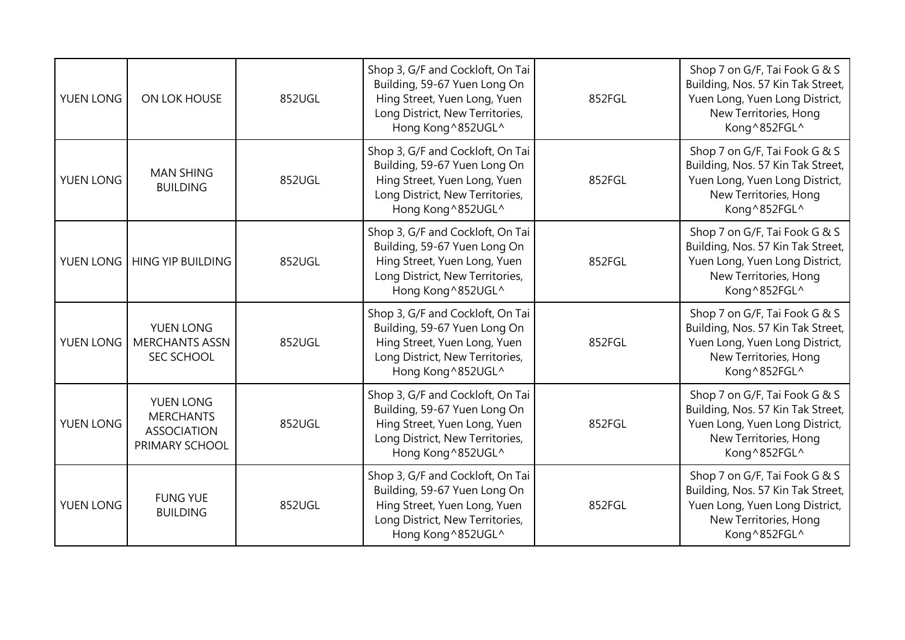| | | | | | |
|---|---|---|---|---|---|
| YUEN LONG | ON LOK HOUSE | 852UGL | Shop 3, G/F and Cockloft, On Tai Building, 59-67 Yuen Long On Hing Street, Yuen Long, Yuen Long District, New Territories, Hong Kong^852UGL^ | 852FGL | Shop 7 on G/F, Tai Fook G & S Building, Nos. 57 Kin Tak Street, Yuen Long, Yuen Long District, New Territories, Hong Kong^852FGL^ |
| YUEN LONG | MAN SHING BUILDING | 852UGL | Shop 3, G/F and Cockloft, On Tai Building, 59-67 Yuen Long On Hing Street, Yuen Long, Yuen Long District, New Territories, Hong Kong^852UGL^ | 852FGL | Shop 7 on G/F, Tai Fook G & S Building, Nos. 57 Kin Tak Street, Yuen Long, Yuen Long District, New Territories, Hong Kong^852FGL^ |
| YUEN LONG | HING YIP BUILDING | 852UGL | Shop 3, G/F and Cockloft, On Tai Building, 59-67 Yuen Long On Hing Street, Yuen Long, Yuen Long District, New Territories, Hong Kong^852UGL^ | 852FGL | Shop 7 on G/F, Tai Fook G & S Building, Nos. 57 Kin Tak Street, Yuen Long, Yuen Long District, New Territories, Hong Kong^852FGL^ |
| YUEN LONG | YUEN LONG MERCHANTS ASSN SEC SCHOOL | 852UGL | Shop 3, G/F and Cockloft, On Tai Building, 59-67 Yuen Long On Hing Street, Yuen Long, Yuen Long District, New Territories, Hong Kong^852UGL^ | 852FGL | Shop 7 on G/F, Tai Fook G & S Building, Nos. 57 Kin Tak Street, Yuen Long, Yuen Long District, New Territories, Hong Kong^852FGL^ |
| YUEN LONG | YUEN LONG MERCHANTS ASSOCIATION PRIMARY SCHOOL | 852UGL | Shop 3, G/F and Cockloft, On Tai Building, 59-67 Yuen Long On Hing Street, Yuen Long, Yuen Long District, New Territories, Hong Kong^852UGL^ | 852FGL | Shop 7 on G/F, Tai Fook G & S Building, Nos. 57 Kin Tak Street, Yuen Long, Yuen Long District, New Territories, Hong Kong^852FGL^ |
| YUEN LONG | FUNG YUE BUILDING | 852UGL | Shop 3, G/F and Cockloft, On Tai Building, 59-67 Yuen Long On Hing Street, Yuen Long, Yuen Long District, New Territories, Hong Kong^852UGL^ | 852FGL | Shop 7 on G/F, Tai Fook G & S Building, Nos. 57 Kin Tak Street, Yuen Long, Yuen Long District, New Territories, Hong Kong^852FGL^ |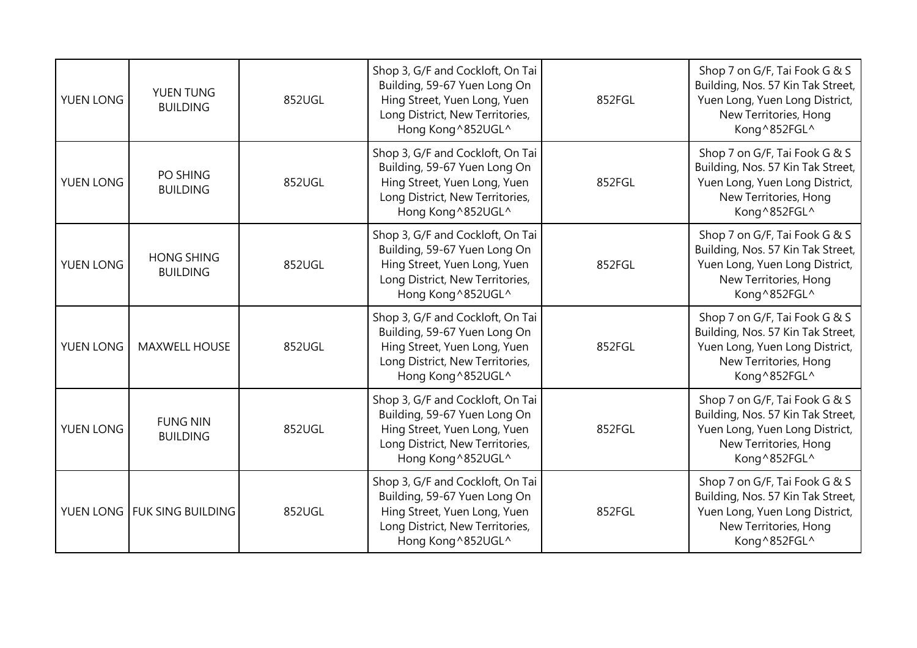| | | | | | |
|---|---|---|---|---|---|
| YUEN LONG | YUEN TUNG BUILDING | 852UGL | Shop 3, G/F and Cockloft, On Tai Building, 59-67 Yuen Long On Hing Street, Yuen Long, Yuen Long District, New Territories, Hong Kong^852UGL^ | 852FGL | Shop 7 on G/F, Tai Fook G & S Building, Nos. 57 Kin Tak Street, Yuen Long, Yuen Long District, New Territories, Hong Kong^852FGL^ |
| YUEN LONG | PO SHING BUILDING | 852UGL | Shop 3, G/F and Cockloft, On Tai Building, 59-67 Yuen Long On Hing Street, Yuen Long, Yuen Long District, New Territories, Hong Kong^852UGL^ | 852FGL | Shop 7 on G/F, Tai Fook G & S Building, Nos. 57 Kin Tak Street, Yuen Long, Yuen Long District, New Territories, Hong Kong^852FGL^ |
| YUEN LONG | HONG SHING BUILDING | 852UGL | Shop 3, G/F and Cockloft, On Tai Building, 59-67 Yuen Long On Hing Street, Yuen Long, Yuen Long District, New Territories, Hong Kong^852UGL^ | 852FGL | Shop 7 on G/F, Tai Fook G & S Building, Nos. 57 Kin Tak Street, Yuen Long, Yuen Long District, New Territories, Hong Kong^852FGL^ |
| YUEN LONG | MAXWELL HOUSE | 852UGL | Shop 3, G/F and Cockloft, On Tai Building, 59-67 Yuen Long On Hing Street, Yuen Long, Yuen Long District, New Territories, Hong Kong^852UGL^ | 852FGL | Shop 7 on G/F, Tai Fook G & S Building, Nos. 57 Kin Tak Street, Yuen Long, Yuen Long District, New Territories, Hong Kong^852FGL^ |
| YUEN LONG | FUNG NIN BUILDING | 852UGL | Shop 3, G/F and Cockloft, On Tai Building, 59-67 Yuen Long On Hing Street, Yuen Long, Yuen Long District, New Territories, Hong Kong^852UGL^ | 852FGL | Shop 7 on G/F, Tai Fook G & S Building, Nos. 57 Kin Tak Street, Yuen Long, Yuen Long District, New Territories, Hong Kong^852FGL^ |
| YUEN LONG | FUK SING BUILDING | 852UGL | Shop 3, G/F and Cockloft, On Tai Building, 59-67 Yuen Long On Hing Street, Yuen Long, Yuen Long District, New Territories, Hong Kong^852UGL^ | 852FGL | Shop 7 on G/F, Tai Fook G & S Building, Nos. 57 Kin Tak Street, Yuen Long, Yuen Long District, New Territories, Hong Kong^852FGL^ |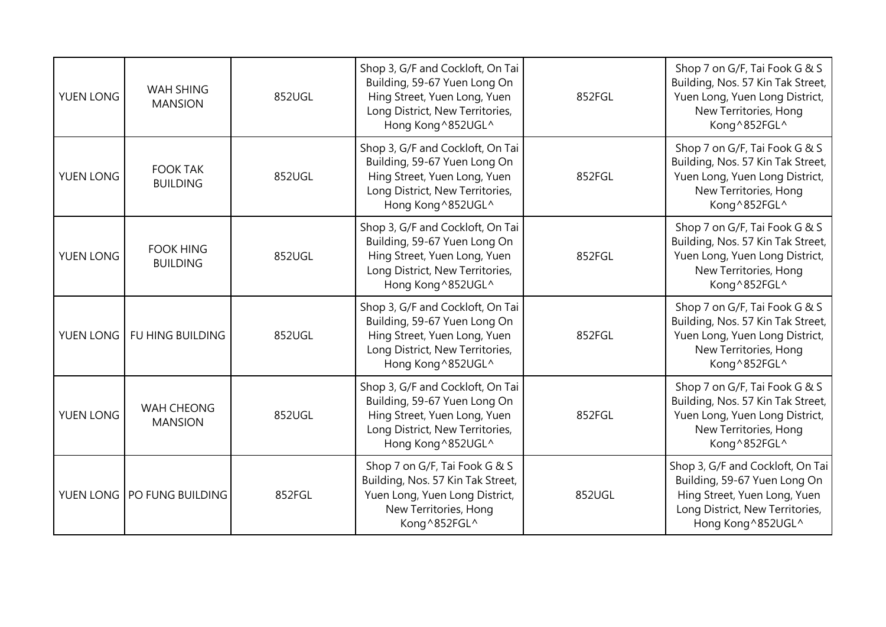| YUEN LONG | WAH SHING MANSION | 852UGL | Shop 3, G/F and Cockloft, On Tai Building, 59-67 Yuen Long On Hing Street, Yuen Long, Yuen Long District, New Territories, Hong Kong^852UGL^ | 852FGL | Shop 7 on G/F, Tai Fook G & S Building, Nos. 57 Kin Tak Street, Yuen Long, Yuen Long District, New Territories, Hong Kong^852FGL^ |
|---|---|---|---|---|---|
| YUEN LONG | FOOK TAK BUILDING | 852UGL | Shop 3, G/F and Cockloft, On Tai Building, 59-67 Yuen Long On Hing Street, Yuen Long, Yuen Long District, New Territories, Hong Kong^852UGL^ | 852FGL | Shop 7 on G/F, Tai Fook G & S Building, Nos. 57 Kin Tak Street, Yuen Long, Yuen Long District, New Territories, Hong Kong^852FGL^ |
| YUEN LONG | FOOK HING BUILDING | 852UGL | Shop 3, G/F and Cockloft, On Tai Building, 59-67 Yuen Long On Hing Street, Yuen Long, Yuen Long District, New Territories, Hong Kong^852UGL^ | 852FGL | Shop 7 on G/F, Tai Fook G & S Building, Nos. 57 Kin Tak Street, Yuen Long, Yuen Long District, New Territories, Hong Kong^852FGL^ |
| YUEN LONG | FU HING BUILDING | 852UGL | Shop 3, G/F and Cockloft, On Tai Building, 59-67 Yuen Long On Hing Street, Yuen Long, Yuen Long District, New Territories, Hong Kong^852UGL^ | 852FGL | Shop 7 on G/F, Tai Fook G & S Building, Nos. 57 Kin Tak Street, Yuen Long, Yuen Long District, New Territories, Hong Kong^852FGL^ |
| YUEN LONG | WAH CHEONG MANSION | 852UGL | Shop 3, G/F and Cockloft, On Tai Building, 59-67 Yuen Long On Hing Street, Yuen Long, Yuen Long District, New Territories, Hong Kong^852UGL^ | 852FGL | Shop 7 on G/F, Tai Fook G & S Building, Nos. 57 Kin Tak Street, Yuen Long, Yuen Long District, New Territories, Hong Kong^852FGL^ |
| YUEN LONG | PO FUNG BUILDING | 852FGL | Shop 7 on G/F, Tai Fook G & S Building, Nos. 57 Kin Tak Street, Yuen Long, Yuen Long District, New Territories, Hong Kong^852FGL^ | 852UGL | Shop 3, G/F and Cockloft, On Tai Building, 59-67 Yuen Long On Hing Street, Yuen Long, Yuen Long District, New Territories, Hong Kong^852UGL^ |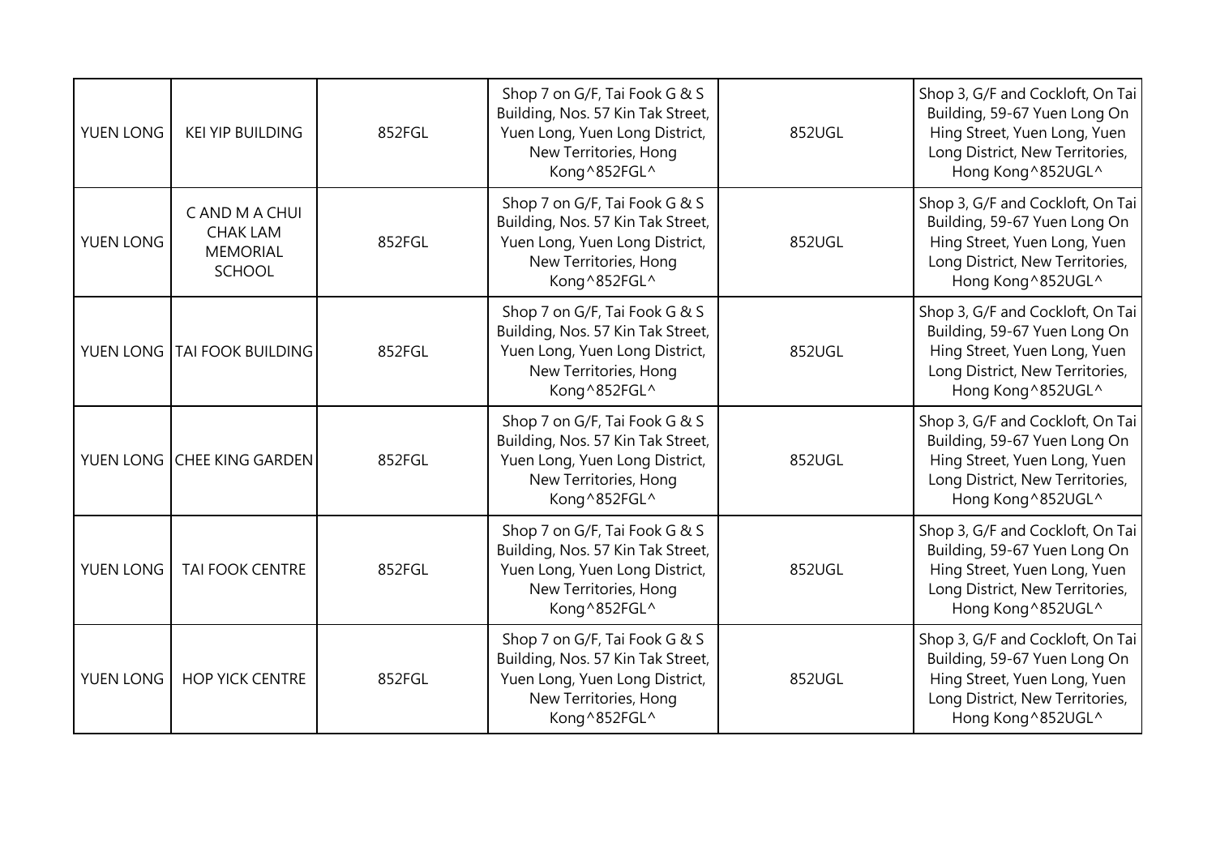| | | | | | |
|---|---|---|---|---|---|
| YUEN LONG | KEI YIP BUILDING | 852FGL | Shop 7 on G/F, Tai Fook G & S Building, Nos. 57 Kin Tak Street, Yuen Long, Yuen Long District, New Territories, Hong Kong^852FGL^ | 852UGL | Shop 3, G/F and Cockloft, On Tai Building, 59-67 Yuen Long On Hing Street, Yuen Long, Yuen Long District, New Territories, Hong Kong^852UGL^ |
| YUEN LONG | C AND M A CHUI CHAK LAM MEMORIAL SCHOOL | 852FGL | Shop 7 on G/F, Tai Fook G & S Building, Nos. 57 Kin Tak Street, Yuen Long, Yuen Long District, New Territories, Hong Kong^852FGL^ | 852UGL | Shop 3, G/F and Cockloft, On Tai Building, 59-67 Yuen Long On Hing Street, Yuen Long, Yuen Long District, New Territories, Hong Kong^852UGL^ |
| YUEN LONG | TAI FOOK BUILDING | 852FGL | Shop 7 on G/F, Tai Fook G & S Building, Nos. 57 Kin Tak Street, Yuen Long, Yuen Long District, New Territories, Hong Kong^852FGL^ | 852UGL | Shop 3, G/F and Cockloft, On Tai Building, 59-67 Yuen Long On Hing Street, Yuen Long, Yuen Long District, New Territories, Hong Kong^852UGL^ |
| YUEN LONG | CHEE KING GARDEN | 852FGL | Shop 7 on G/F, Tai Fook G & S Building, Nos. 57 Kin Tak Street, Yuen Long, Yuen Long District, New Territories, Hong Kong^852FGL^ | 852UGL | Shop 3, G/F and Cockloft, On Tai Building, 59-67 Yuen Long On Hing Street, Yuen Long, Yuen Long District, New Territories, Hong Kong^852UGL^ |
| YUEN LONG | TAI FOOK CENTRE | 852FGL | Shop 7 on G/F, Tai Fook G & S Building, Nos. 57 Kin Tak Street, Yuen Long, Yuen Long District, New Territories, Hong Kong^852FGL^ | 852UGL | Shop 3, G/F and Cockloft, On Tai Building, 59-67 Yuen Long On Hing Street, Yuen Long, Yuen Long District, New Territories, Hong Kong^852UGL^ |
| YUEN LONG | HOP YICK CENTRE | 852FGL | Shop 7 on G/F, Tai Fook G & S Building, Nos. 57 Kin Tak Street, Yuen Long, Yuen Long District, New Territories, Hong Kong^852FGL^ | 852UGL | Shop 3, G/F and Cockloft, On Tai Building, 59-67 Yuen Long On Hing Street, Yuen Long, Yuen Long District, New Territories, Hong Kong^852UGL^ |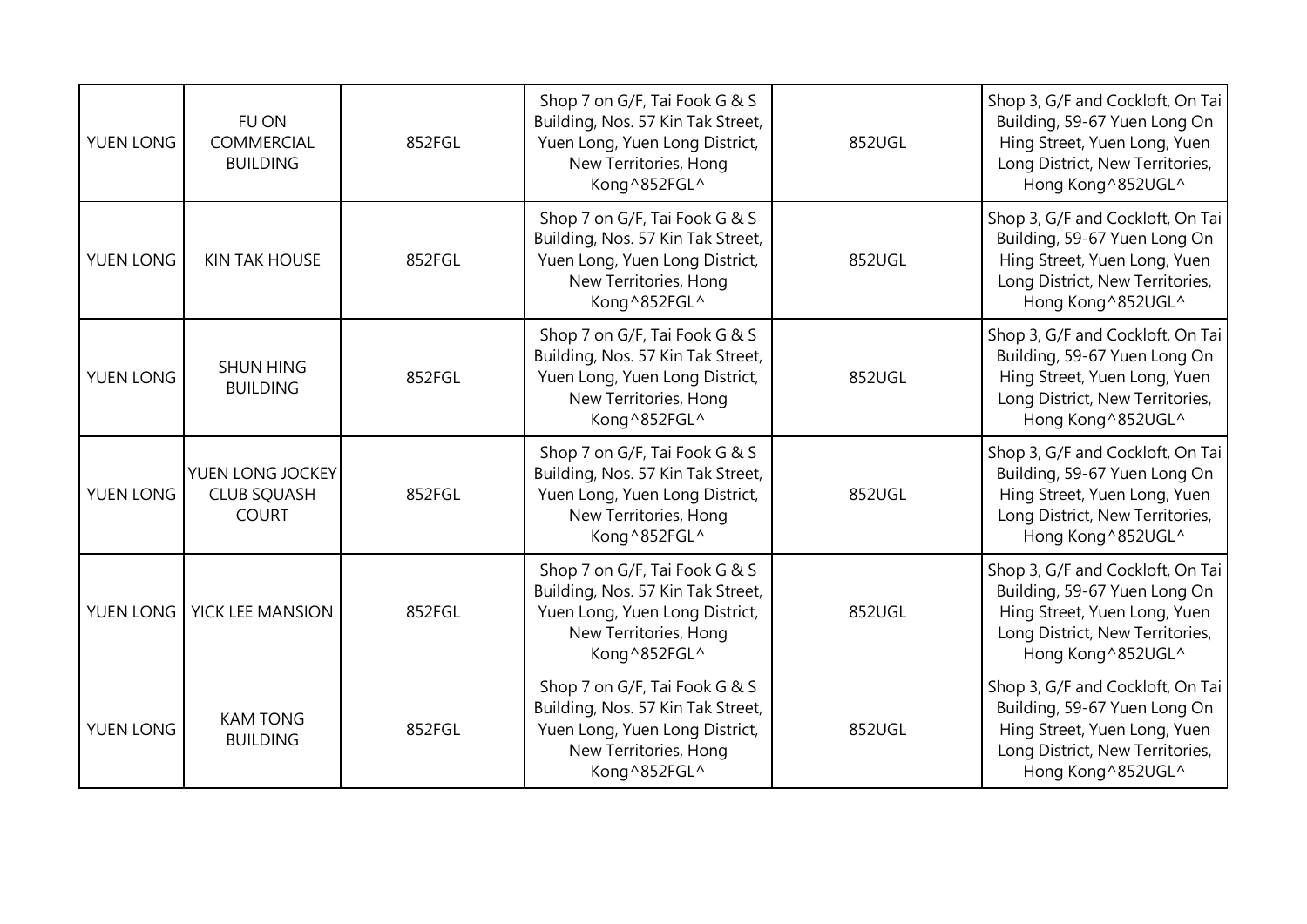| YUEN LONG | FU ON COMMERCIAL BUILDING | 852FGL | Shop 7 on G/F, Tai Fook G & S Building, Nos. 57 Kin Tak Street, Yuen Long, Yuen Long District, New Territories, Hong Kong^852FGL^ | 852UGL | Shop 3, G/F and Cockloft, On Tai Building, 59-67 Yuen Long On Hing Street, Yuen Long, Yuen Long District, New Territories, Hong Kong^852UGL^ |
|---|---|---|---|---|---|
| YUEN LONG | KIN TAK HOUSE | 852FGL | Shop 7 on G/F, Tai Fook G & S Building, Nos. 57 Kin Tak Street, Yuen Long, Yuen Long District, New Territories, Hong Kong^852FGL^ | 852UGL | Shop 3, G/F and Cockloft, On Tai Building, 59-67 Yuen Long On Hing Street, Yuen Long, Yuen Long District, New Territories, Hong Kong^852UGL^ |
| YUEN LONG | SHUN HING BUILDING | 852FGL | Shop 7 on G/F, Tai Fook G & S Building, Nos. 57 Kin Tak Street, Yuen Long, Yuen Long District, New Territories, Hong Kong^852FGL^ | 852UGL | Shop 3, G/F and Cockloft, On Tai Building, 59-67 Yuen Long On Hing Street, Yuen Long, Yuen Long District, New Territories, Hong Kong^852UGL^ |
| YUEN LONG | YUEN LONG JOCKEY CLUB SQUASH COURT | 852FGL | Shop 7 on G/F, Tai Fook G & S Building, Nos. 57 Kin Tak Street, Yuen Long, Yuen Long District, New Territories, Hong Kong^852FGL^ | 852UGL | Shop 3, G/F and Cockloft, On Tai Building, 59-67 Yuen Long On Hing Street, Yuen Long, Yuen Long District, New Territories, Hong Kong^852UGL^ |
| YUEN LONG | YICK LEE MANSION | 852FGL | Shop 7 on G/F, Tai Fook G & S Building, Nos. 57 Kin Tak Street, Yuen Long, Yuen Long District, New Territories, Hong Kong^852FGL^ | 852UGL | Shop 3, G/F and Cockloft, On Tai Building, 59-67 Yuen Long On Hing Street, Yuen Long, Yuen Long District, New Territories, Hong Kong^852UGL^ |
| YUEN LONG | KAM TONG BUILDING | 852FGL | Shop 7 on G/F, Tai Fook G & S Building, Nos. 57 Kin Tak Street, Yuen Long, Yuen Long District, New Territories, Hong Kong^852FGL^ | 852UGL | Shop 3, G/F and Cockloft, On Tai Building, 59-67 Yuen Long On Hing Street, Yuen Long, Yuen Long District, New Territories, Hong Kong^852UGL^ |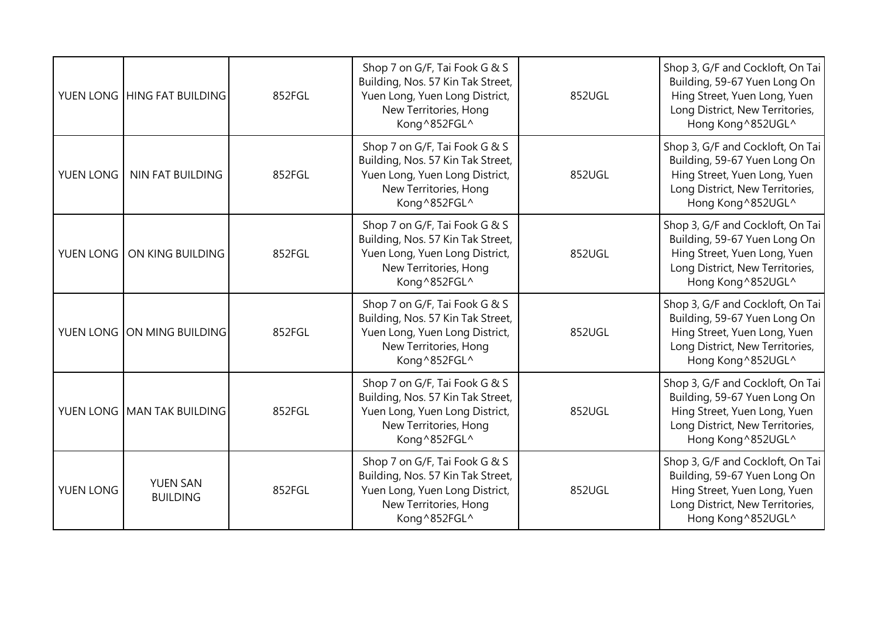| | | | | | |
|---|---|---|---|---|---|
| YUEN LONG | HING FAT BUILDING | 852FGL | Shop 7 on G/F, Tai Fook G & S Building, Nos. 57 Kin Tak Street, Yuen Long, Yuen Long District, New Territories, Hong Kong^852FGL^ | 852UGL | Shop 3, G/F and Cockloft, On Tai Building, 59-67 Yuen Long On Hing Street, Yuen Long, Yuen Long District, New Territories, Hong Kong^852UGL^ |
| YUEN LONG | NIN FAT BUILDING | 852FGL | Shop 7 on G/F, Tai Fook G & S Building, Nos. 57 Kin Tak Street, Yuen Long, Yuen Long District, New Territories, Hong Kong^852FGL^ | 852UGL | Shop 3, G/F and Cockloft, On Tai Building, 59-67 Yuen Long On Hing Street, Yuen Long, Yuen Long District, New Territories, Hong Kong^852UGL^ |
| YUEN LONG | ON KING BUILDING | 852FGL | Shop 7 on G/F, Tai Fook G & S Building, Nos. 57 Kin Tak Street, Yuen Long, Yuen Long District, New Territories, Hong Kong^852FGL^ | 852UGL | Shop 3, G/F and Cockloft, On Tai Building, 59-67 Yuen Long On Hing Street, Yuen Long, Yuen Long District, New Territories, Hong Kong^852UGL^ |
| YUEN LONG | ON MING BUILDING | 852FGL | Shop 7 on G/F, Tai Fook G & S Building, Nos. 57 Kin Tak Street, Yuen Long, Yuen Long District, New Territories, Hong Kong^852FGL^ | 852UGL | Shop 3, G/F and Cockloft, On Tai Building, 59-67 Yuen Long On Hing Street, Yuen Long, Yuen Long District, New Territories, Hong Kong^852UGL^ |
| YUEN LONG | MAN TAK BUILDING | 852FGL | Shop 7 on G/F, Tai Fook G & S Building, Nos. 57 Kin Tak Street, Yuen Long, Yuen Long District, New Territories, Hong Kong^852FGL^ | 852UGL | Shop 3, G/F and Cockloft, On Tai Building, 59-67 Yuen Long On Hing Street, Yuen Long, Yuen Long District, New Territories, Hong Kong^852UGL^ |
| YUEN LONG | YUEN SAN BUILDING | 852FGL | Shop 7 on G/F, Tai Fook G & S Building, Nos. 57 Kin Tak Street, Yuen Long, Yuen Long District, New Territories, Hong Kong^852FGL^ | 852UGL | Shop 3, G/F and Cockloft, On Tai Building, 59-67 Yuen Long On Hing Street, Yuen Long, Yuen Long District, New Territories, Hong Kong^852UGL^ |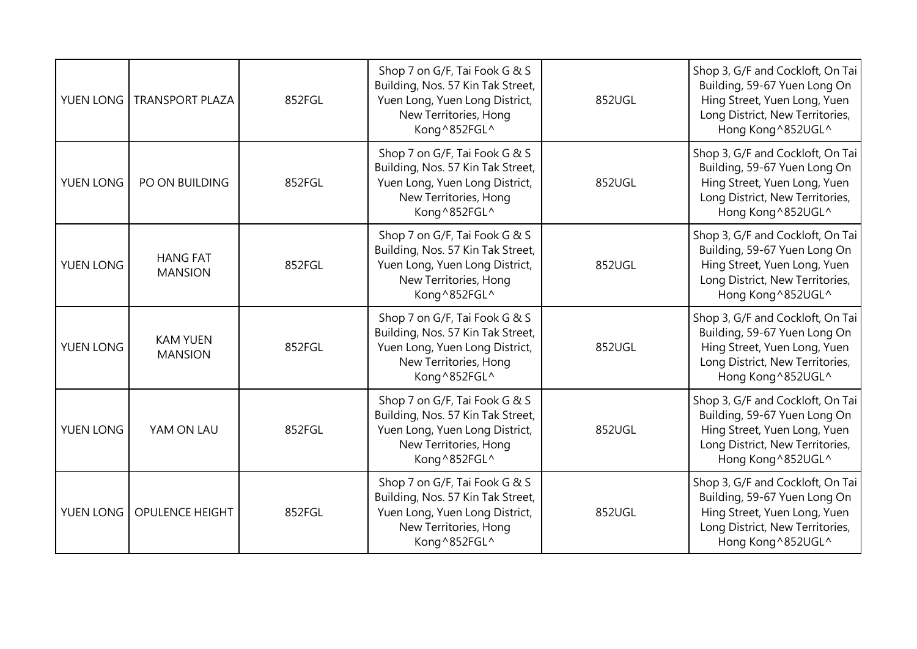| | | | | | |
|---|---|---|---|---|---|
| YUEN LONG | TRANSPORT PLAZA | 852FGL | Shop 7 on G/F, Tai Fook G & S Building, Nos. 57 Kin Tak Street, Yuen Long, Yuen Long District, New Territories, Hong Kong^852FGL^ | 852UGL | Shop 3, G/F and Cockloft, On Tai Building, 59-67 Yuen Long On Hing Street, Yuen Long, Yuen Long District, New Territories, Hong Kong^852UGL^ |
| YUEN LONG | PO ON BUILDING | 852FGL | Shop 7 on G/F, Tai Fook G & S Building, Nos. 57 Kin Tak Street, Yuen Long, Yuen Long District, New Territories, Hong Kong^852FGL^ | 852UGL | Shop 3, G/F and Cockloft, On Tai Building, 59-67 Yuen Long On Hing Street, Yuen Long, Yuen Long District, New Territories, Hong Kong^852UGL^ |
| YUEN LONG | HANG FAT MANSION | 852FGL | Shop 7 on G/F, Tai Fook G & S Building, Nos. 57 Kin Tak Street, Yuen Long, Yuen Long District, New Territories, Hong Kong^852FGL^ | 852UGL | Shop 3, G/F and Cockloft, On Tai Building, 59-67 Yuen Long On Hing Street, Yuen Long, Yuen Long District, New Territories, Hong Kong^852UGL^ |
| YUEN LONG | KAM YUEN MANSION | 852FGL | Shop 7 on G/F, Tai Fook G & S Building, Nos. 57 Kin Tak Street, Yuen Long, Yuen Long District, New Territories, Hong Kong^852FGL^ | 852UGL | Shop 3, G/F and Cockloft, On Tai Building, 59-67 Yuen Long On Hing Street, Yuen Long, Yuen Long District, New Territories, Hong Kong^852UGL^ |
| YUEN LONG | YAM ON LAU | 852FGL | Shop 7 on G/F, Tai Fook G & S Building, Nos. 57 Kin Tak Street, Yuen Long, Yuen Long District, New Territories, Hong Kong^852FGL^ | 852UGL | Shop 3, G/F and Cockloft, On Tai Building, 59-67 Yuen Long On Hing Street, Yuen Long, Yuen Long District, New Territories, Hong Kong^852UGL^ |
| YUEN LONG | OPULENCE HEIGHT | 852FGL | Shop 7 on G/F, Tai Fook G & S Building, Nos. 57 Kin Tak Street, Yuen Long, Yuen Long District, New Territories, Hong Kong^852FGL^ | 852UGL | Shop 3, G/F and Cockloft, On Tai Building, 59-67 Yuen Long On Hing Street, Yuen Long, Yuen Long District, New Territories, Hong Kong^852UGL^ |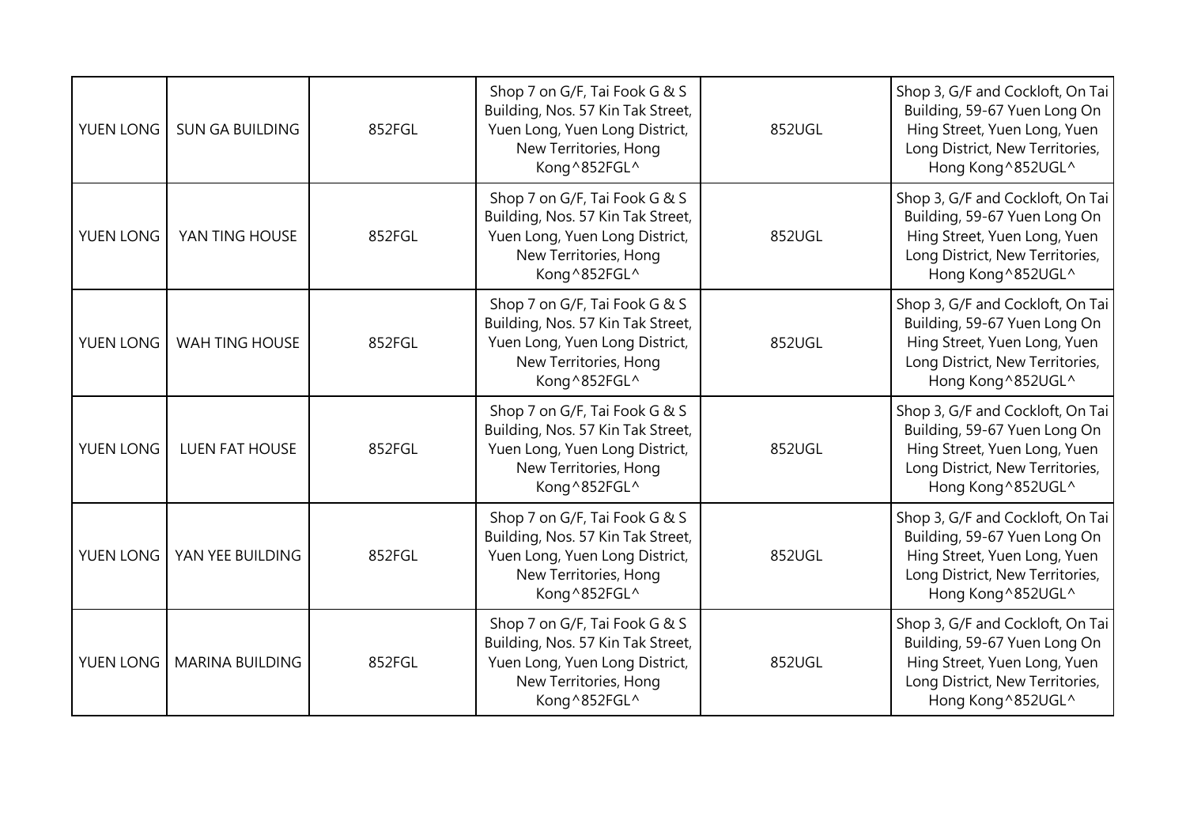| | | | | | |
|---|---|---|---|---|---|
| YUEN LONG | SUN GA BUILDING | 852FGL | Shop 7 on G/F, Tai Fook G & S Building, Nos. 57 Kin Tak Street, Yuen Long, Yuen Long District, New Territories, Hong Kong^852FGL^ | 852UGL | Shop 3, G/F and Cockloft, On Tai Building, 59-67 Yuen Long On Hing Street, Yuen Long, Yuen Long District, New Territories, Hong Kong^852UGL^ |
| YUEN LONG | YAN TING HOUSE | 852FGL | Shop 7 on G/F, Tai Fook G & S Building, Nos. 57 Kin Tak Street, Yuen Long, Yuen Long District, New Territories, Hong Kong^852FGL^ | 852UGL | Shop 3, G/F and Cockloft, On Tai Building, 59-67 Yuen Long On Hing Street, Yuen Long, Yuen Long District, New Territories, Hong Kong^852UGL^ |
| YUEN LONG | WAH TING HOUSE | 852FGL | Shop 7 on G/F, Tai Fook G & S Building, Nos. 57 Kin Tak Street, Yuen Long, Yuen Long District, New Territories, Hong Kong^852FGL^ | 852UGL | Shop 3, G/F and Cockloft, On Tai Building, 59-67 Yuen Long On Hing Street, Yuen Long, Yuen Long District, New Territories, Hong Kong^852UGL^ |
| YUEN LONG | LUEN FAT HOUSE | 852FGL | Shop 7 on G/F, Tai Fook G & S Building, Nos. 57 Kin Tak Street, Yuen Long, Yuen Long District, New Territories, Hong Kong^852FGL^ | 852UGL | Shop 3, G/F and Cockloft, On Tai Building, 59-67 Yuen Long On Hing Street, Yuen Long, Yuen Long District, New Territories, Hong Kong^852UGL^ |
| YUEN LONG | YAN YEE BUILDING | 852FGL | Shop 7 on G/F, Tai Fook G & S Building, Nos. 57 Kin Tak Street, Yuen Long, Yuen Long District, New Territories, Hong Kong^852FGL^ | 852UGL | Shop 3, G/F and Cockloft, On Tai Building, 59-67 Yuen Long On Hing Street, Yuen Long, Yuen Long District, New Territories, Hong Kong^852UGL^ |
| YUEN LONG | MARINA BUILDING | 852FGL | Shop 7 on G/F, Tai Fook G & S Building, Nos. 57 Kin Tak Street, Yuen Long, Yuen Long District, New Territories, Hong Kong^852FGL^ | 852UGL | Shop 3, G/F and Cockloft, On Tai Building, 59-67 Yuen Long On Hing Street, Yuen Long, Yuen Long District, New Territories, Hong Kong^852UGL^ |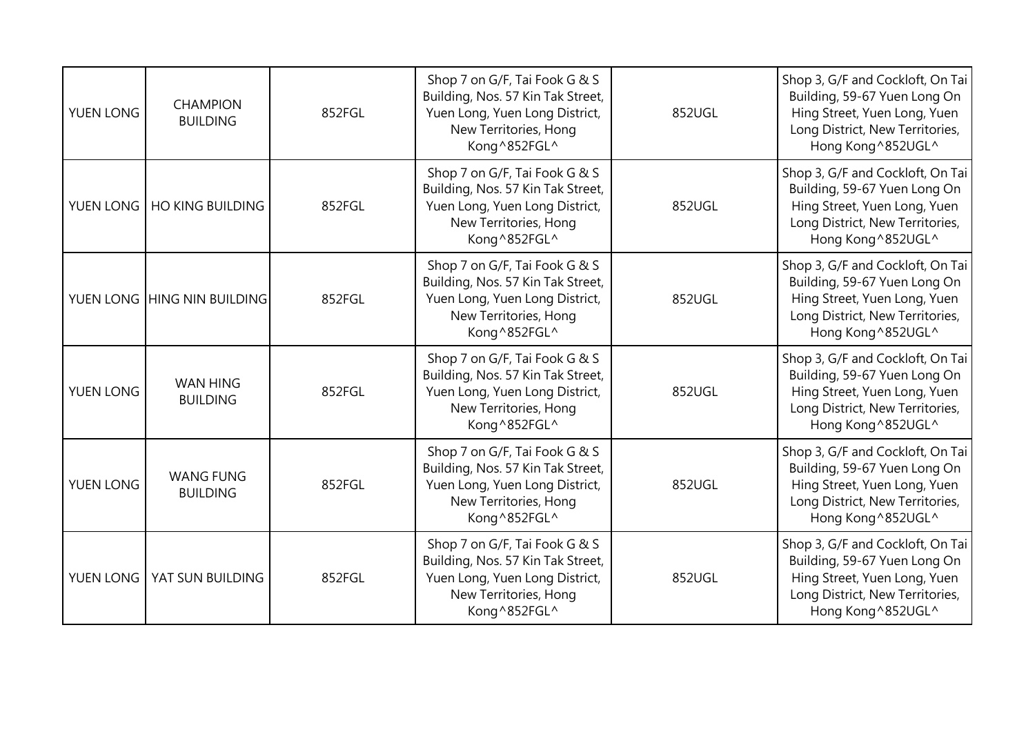| | | | | | |
|---|---|---|---|---|---|
| YUEN LONG | CHAMPION BUILDING | 852FGL | Shop 7 on G/F, Tai Fook G & S Building, Nos. 57 Kin Tak Street, Yuen Long, Yuen Long District, New Territories, Hong Kong^852FGL^ | 852UGL | Shop 3, G/F and Cockloft, On Tai Building, 59-67 Yuen Long On Hing Street, Yuen Long, Yuen Long District, New Territories, Hong Kong^852UGL^ |
| YUEN LONG | HO KING BUILDING | 852FGL | Shop 7 on G/F, Tai Fook G & S Building, Nos. 57 Kin Tak Street, Yuen Long, Yuen Long District, New Territories, Hong Kong^852FGL^ | 852UGL | Shop 3, G/F and Cockloft, On Tai Building, 59-67 Yuen Long On Hing Street, Yuen Long, Yuen Long District, New Territories, Hong Kong^852UGL^ |
| YUEN LONG | HING NIN BUILDING | 852FGL | Shop 7 on G/F, Tai Fook G & S Building, Nos. 57 Kin Tak Street, Yuen Long, Yuen Long District, New Territories, Hong Kong^852FGL^ | 852UGL | Shop 3, G/F and Cockloft, On Tai Building, 59-67 Yuen Long On Hing Street, Yuen Long, Yuen Long District, New Territories, Hong Kong^852UGL^ |
| YUEN LONG | WAN HING BUILDING | 852FGL | Shop 7 on G/F, Tai Fook G & S Building, Nos. 57 Kin Tak Street, Yuen Long, Yuen Long District, New Territories, Hong Kong^852FGL^ | 852UGL | Shop 3, G/F and Cockloft, On Tai Building, 59-67 Yuen Long On Hing Street, Yuen Long, Yuen Long District, New Territories, Hong Kong^852UGL^ |
| YUEN LONG | WANG FUNG BUILDING | 852FGL | Shop 7 on G/F, Tai Fook G & S Building, Nos. 57 Kin Tak Street, Yuen Long, Yuen Long District, New Territories, Hong Kong^852FGL^ | 852UGL | Shop 3, G/F and Cockloft, On Tai Building, 59-67 Yuen Long On Hing Street, Yuen Long, Yuen Long District, New Territories, Hong Kong^852UGL^ |
| YUEN LONG | YAT SUN BUILDING | 852FGL | Shop 7 on G/F, Tai Fook G & S Building, Nos. 57 Kin Tak Street, Yuen Long, Yuen Long District, New Territories, Hong Kong^852FGL^ | 852UGL | Shop 3, G/F and Cockloft, On Tai Building, 59-67 Yuen Long On Hing Street, Yuen Long, Yuen Long District, New Territories, Hong Kong^852UGL^ |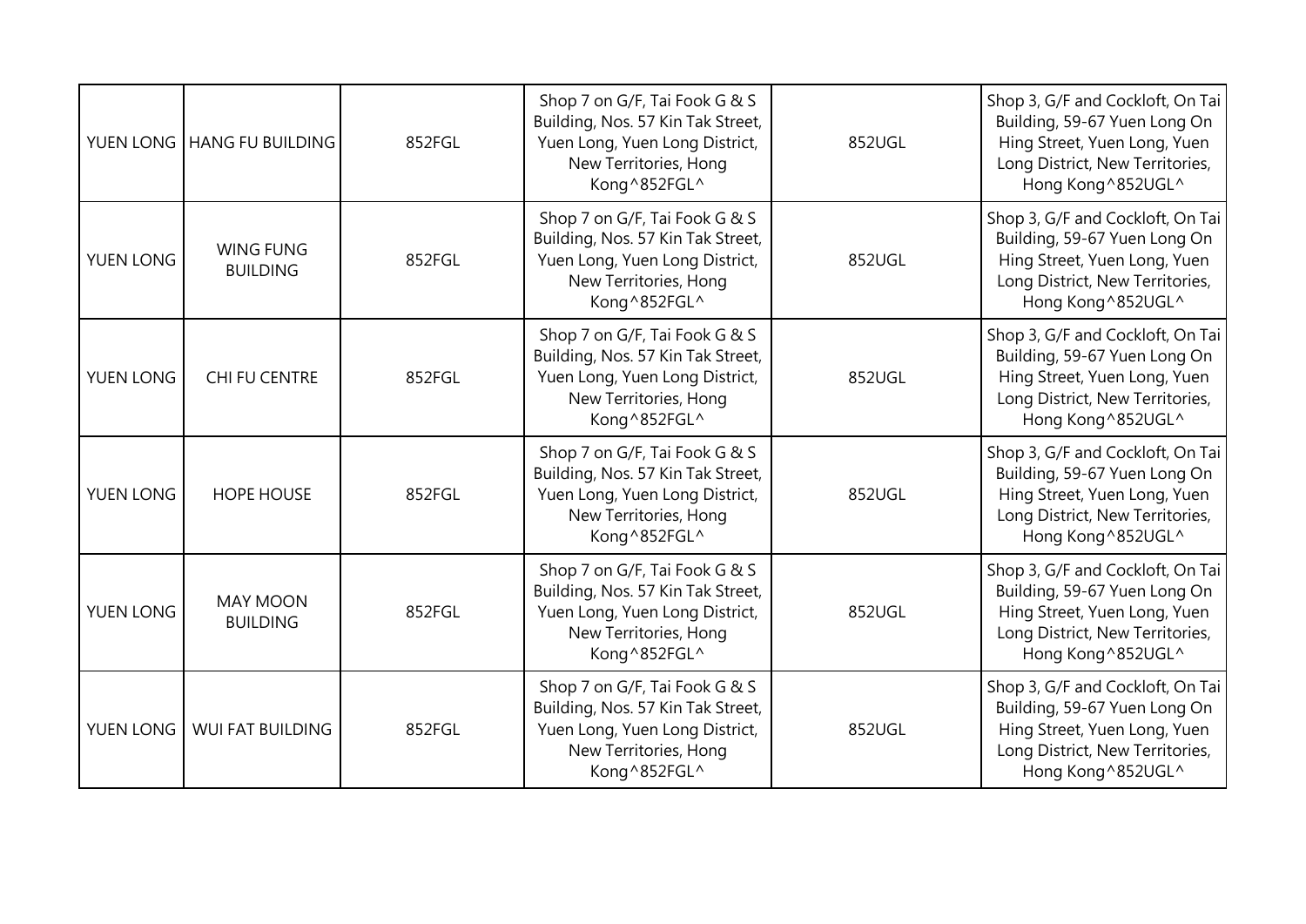| YUEN LONG | HANG FU BUILDING | 852FGL | Shop 7 on G/F, Tai Fook G & S Building, Nos. 57 Kin Tak Street, Yuen Long, Yuen Long District, New Territories, Hong Kong^852FGL^ | 852UGL | Shop 3, G/F and Cockloft, On Tai Building, 59-67 Yuen Long On Hing Street, Yuen Long, Yuen Long District, New Territories, Hong Kong^852UGL^ |
|---|---|---|---|---|---|
| YUEN LONG | WING FUNG BUILDING | 852FGL | Shop 7 on G/F, Tai Fook G & S Building, Nos. 57 Kin Tak Street, Yuen Long, Yuen Long District, New Territories, Hong Kong^852FGL^ | 852UGL | Shop 3, G/F and Cockloft, On Tai Building, 59-67 Yuen Long On Hing Street, Yuen Long, Yuen Long District, New Territories, Hong Kong^852UGL^ |
| YUEN LONG | CHI FU CENTRE | 852FGL | Shop 7 on G/F, Tai Fook G & S Building, Nos. 57 Kin Tak Street, Yuen Long, Yuen Long District, New Territories, Hong Kong^852FGL^ | 852UGL | Shop 3, G/F and Cockloft, On Tai Building, 59-67 Yuen Long On Hing Street, Yuen Long, Yuen Long District, New Territories, Hong Kong^852UGL^ |
| YUEN LONG | HOPE HOUSE | 852FGL | Shop 7 on G/F, Tai Fook G & S Building, Nos. 57 Kin Tak Street, Yuen Long, Yuen Long District, New Territories, Hong Kong^852FGL^ | 852UGL | Shop 3, G/F and Cockloft, On Tai Building, 59-67 Yuen Long On Hing Street, Yuen Long, Yuen Long District, New Territories, Hong Kong^852UGL^ |
| YUEN LONG | MAY MOON BUILDING | 852FGL | Shop 7 on G/F, Tai Fook G & S Building, Nos. 57 Kin Tak Street, Yuen Long, Yuen Long District, New Territories, Hong Kong^852FGL^ | 852UGL | Shop 3, G/F and Cockloft, On Tai Building, 59-67 Yuen Long On Hing Street, Yuen Long, Yuen Long District, New Territories, Hong Kong^852UGL^ |
| YUEN LONG | WUI FAT BUILDING | 852FGL | Shop 7 on G/F, Tai Fook G & S Building, Nos. 57 Kin Tak Street, Yuen Long, Yuen Long District, New Territories, Hong Kong^852FGL^ | 852UGL | Shop 3, G/F and Cockloft, On Tai Building, 59-67 Yuen Long On Hing Street, Yuen Long, Yuen Long District, New Territories, Hong Kong^852UGL^ |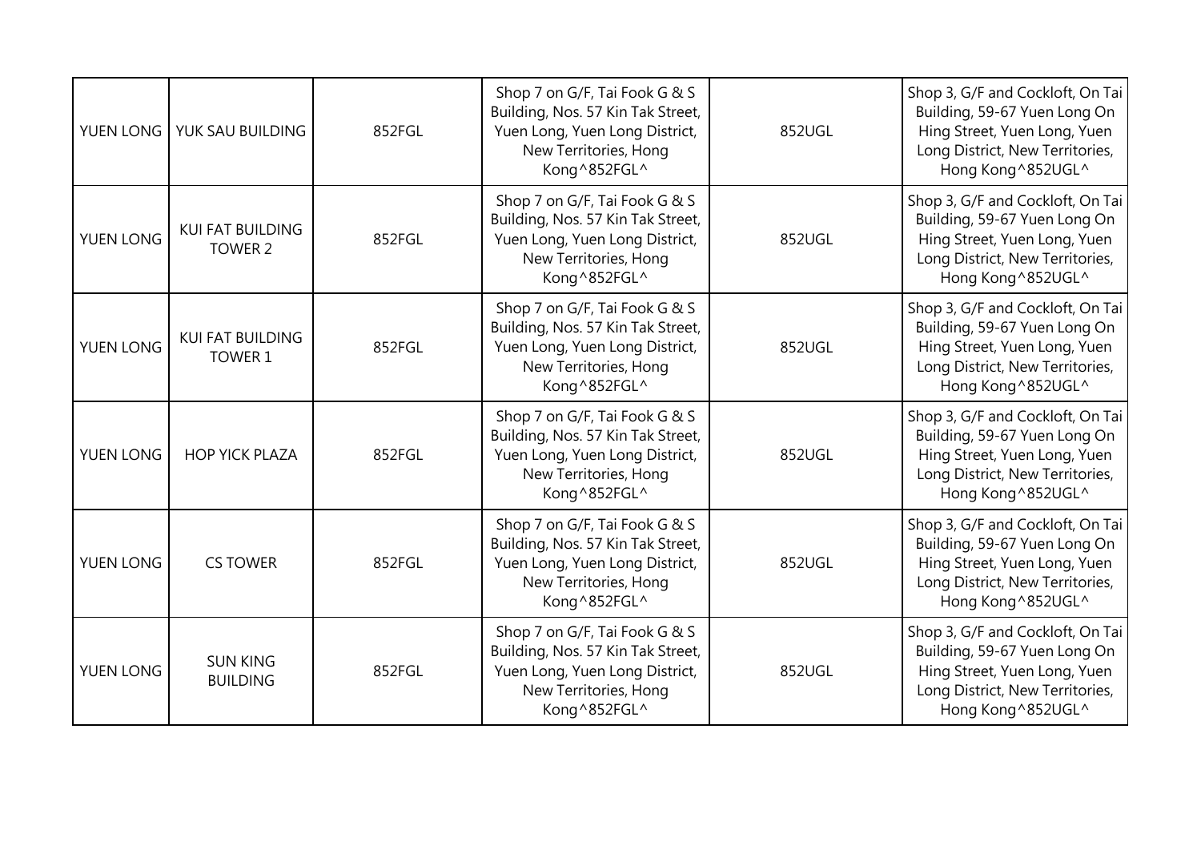| | | | | | |
|---|---|---|---|---|---|
| YUEN LONG | YUK SAU BUILDING | 852FGL | Shop 7 on G/F, Tai Fook G & S Building, Nos. 57 Kin Tak Street, Yuen Long, Yuen Long District, New Territories, Hong Kong^852FGL^ | 852UGL | Shop 3, G/F and Cockloft, On Tai Building, 59-67 Yuen Long On Hing Street, Yuen Long, Yuen Long District, New Territories, Hong Kong^852UGL^ |
| YUEN LONG | KUI FAT BUILDING TOWER 2 | 852FGL | Shop 7 on G/F, Tai Fook G & S Building, Nos. 57 Kin Tak Street, Yuen Long, Yuen Long District, New Territories, Hong Kong^852FGL^ | 852UGL | Shop 3, G/F and Cockloft, On Tai Building, 59-67 Yuen Long On Hing Street, Yuen Long, Yuen Long District, New Territories, Hong Kong^852UGL^ |
| YUEN LONG | KUI FAT BUILDING TOWER 1 | 852FGL | Shop 7 on G/F, Tai Fook G & S Building, Nos. 57 Kin Tak Street, Yuen Long, Yuen Long District, New Territories, Hong Kong^852FGL^ | 852UGL | Shop 3, G/F and Cockloft, On Tai Building, 59-67 Yuen Long On Hing Street, Yuen Long, Yuen Long District, New Territories, Hong Kong^852UGL^ |
| YUEN LONG | HOP YICK PLAZA | 852FGL | Shop 7 on G/F, Tai Fook G & S Building, Nos. 57 Kin Tak Street, Yuen Long, Yuen Long District, New Territories, Hong Kong^852FGL^ | 852UGL | Shop 3, G/F and Cockloft, On Tai Building, 59-67 Yuen Long On Hing Street, Yuen Long, Yuen Long District, New Territories, Hong Kong^852UGL^ |
| YUEN LONG | CS TOWER | 852FGL | Shop 7 on G/F, Tai Fook G & S Building, Nos. 57 Kin Tak Street, Yuen Long, Yuen Long District, New Territories, Hong Kong^852FGL^ | 852UGL | Shop 3, G/F and Cockloft, On Tai Building, 59-67 Yuen Long On Hing Street, Yuen Long, Yuen Long District, New Territories, Hong Kong^852UGL^ |
| YUEN LONG | SUN KING BUILDING | 852FGL | Shop 7 on G/F, Tai Fook G & S Building, Nos. 57 Kin Tak Street, Yuen Long, Yuen Long District, New Territories, Hong Kong^852FGL^ | 852UGL | Shop 3, G/F and Cockloft, On Tai Building, 59-67 Yuen Long On Hing Street, Yuen Long, Yuen Long District, New Territories, Hong Kong^852UGL^ |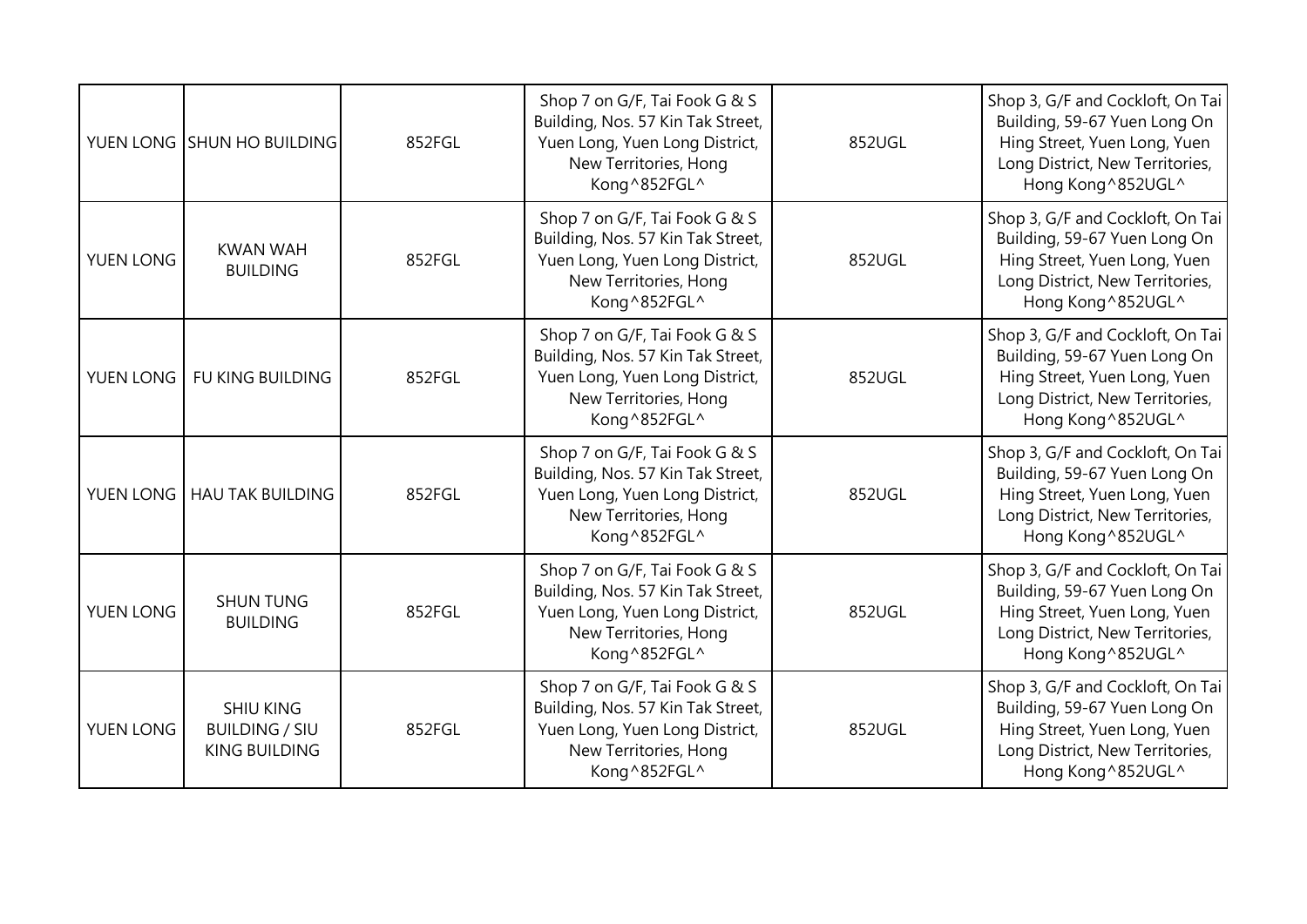| | | | | | |
|---|---|---|---|---|---|
| YUEN LONG | SHUN HO BUILDING | 852FGL | Shop 7 on G/F, Tai Fook G & S Building, Nos. 57 Kin Tak Street, Yuen Long, Yuen Long District, New Territories, Hong Kong^852FGL^ | 852UGL | Shop 3, G/F and Cockloft, On Tai Building, 59-67 Yuen Long On Hing Street, Yuen Long, Yuen Long District, New Territories, Hong Kong^852UGL^ |
| YUEN LONG | KWAN WAH BUILDING | 852FGL | Shop 7 on G/F, Tai Fook G & S Building, Nos. 57 Kin Tak Street, Yuen Long, Yuen Long District, New Territories, Hong Kong^852FGL^ | 852UGL | Shop 3, G/F and Cockloft, On Tai Building, 59-67 Yuen Long On Hing Street, Yuen Long, Yuen Long District, New Territories, Hong Kong^852UGL^ |
| YUEN LONG | FU KING BUILDING | 852FGL | Shop 7 on G/F, Tai Fook G & S Building, Nos. 57 Kin Tak Street, Yuen Long, Yuen Long District, New Territories, Hong Kong^852FGL^ | 852UGL | Shop 3, G/F and Cockloft, On Tai Building, 59-67 Yuen Long On Hing Street, Yuen Long, Yuen Long District, New Territories, Hong Kong^852UGL^ |
| YUEN LONG | HAU TAK BUILDING | 852FGL | Shop 7 on G/F, Tai Fook G & S Building, Nos. 57 Kin Tak Street, Yuen Long, Yuen Long District, New Territories, Hong Kong^852FGL^ | 852UGL | Shop 3, G/F and Cockloft, On Tai Building, 59-67 Yuen Long On Hing Street, Yuen Long, Yuen Long District, New Territories, Hong Kong^852UGL^ |
| YUEN LONG | SHUN TUNG BUILDING | 852FGL | Shop 7 on G/F, Tai Fook G & S Building, Nos. 57 Kin Tak Street, Yuen Long, Yuen Long District, New Territories, Hong Kong^852FGL^ | 852UGL | Shop 3, G/F and Cockloft, On Tai Building, 59-67 Yuen Long On Hing Street, Yuen Long, Yuen Long District, New Territories, Hong Kong^852UGL^ |
| YUEN LONG | SHIU KING BUILDING / SIU KING BUILDING | 852FGL | Shop 7 on G/F, Tai Fook G & S Building, Nos. 57 Kin Tak Street, Yuen Long, Yuen Long District, New Territories, Hong Kong^852FGL^ | 852UGL | Shop 3, G/F and Cockloft, On Tai Building, 59-67 Yuen Long On Hing Street, Yuen Long, Yuen Long District, New Territories, Hong Kong^852UGL^ |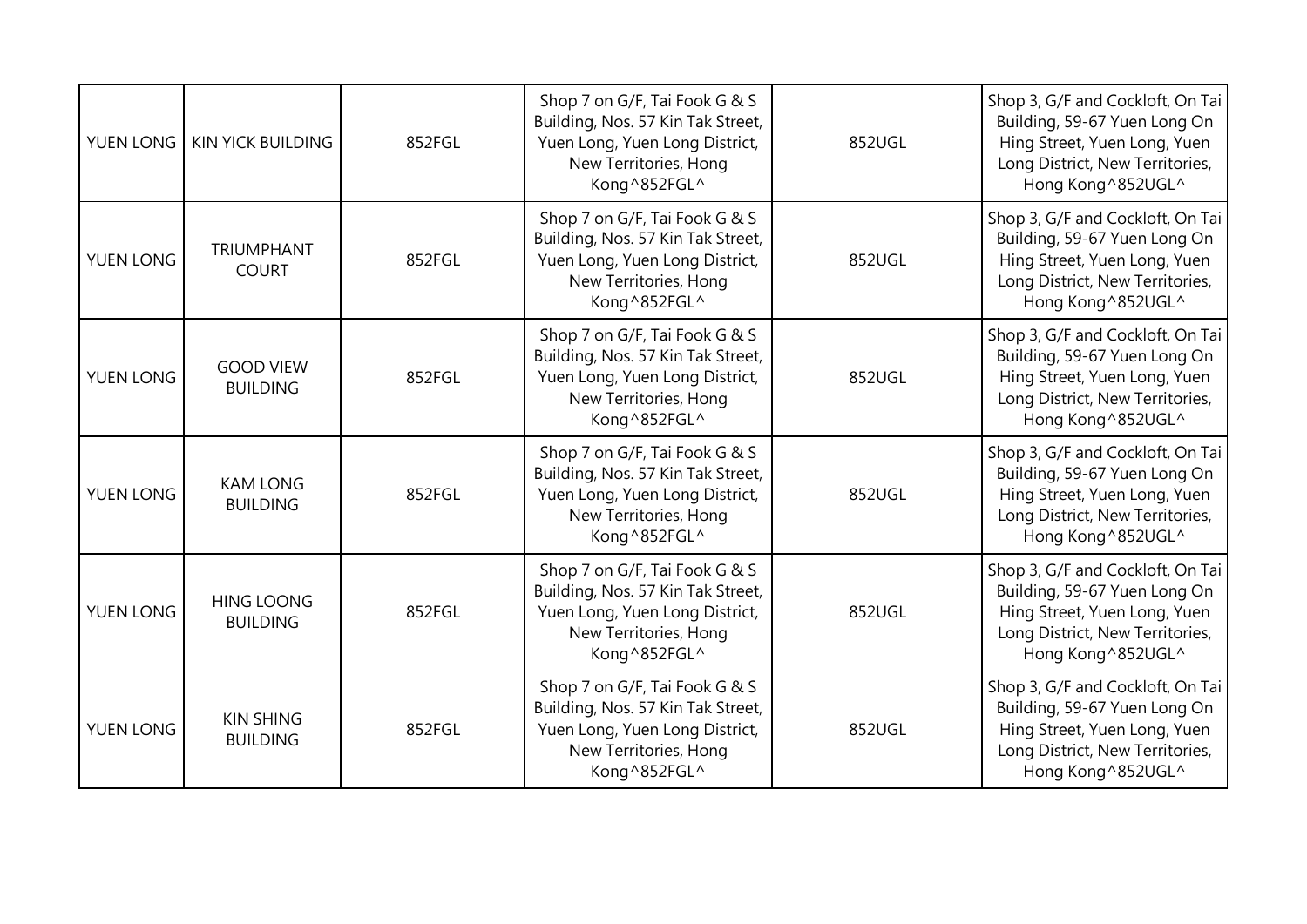| | | | | | |
|---|---|---|---|---|---|
| YUEN LONG | KIN YICK BUILDING | 852FGL | Shop 7 on G/F, Tai Fook G & S Building, Nos. 57 Kin Tak Street, Yuen Long, Yuen Long District, New Territories, Hong Kong^852FGL^ | 852UGL | Shop 3, G/F and Cockloft, On Tai Building, 59-67 Yuen Long On Hing Street, Yuen Long, Yuen Long District, New Territories, Hong Kong^852UGL^ |
| YUEN LONG | TRIUMPHANT COURT | 852FGL | Shop 7 on G/F, Tai Fook G & S Building, Nos. 57 Kin Tak Street, Yuen Long, Yuen Long District, New Territories, Hong Kong^852FGL^ | 852UGL | Shop 3, G/F and Cockloft, On Tai Building, 59-67 Yuen Long On Hing Street, Yuen Long, Yuen Long District, New Territories, Hong Kong^852UGL^ |
| YUEN LONG | GOOD VIEW BUILDING | 852FGL | Shop 7 on G/F, Tai Fook G & S Building, Nos. 57 Kin Tak Street, Yuen Long, Yuen Long District, New Territories, Hong Kong^852FGL^ | 852UGL | Shop 3, G/F and Cockloft, On Tai Building, 59-67 Yuen Long On Hing Street, Yuen Long, Yuen Long District, New Territories, Hong Kong^852UGL^ |
| YUEN LONG | KAM LONG BUILDING | 852FGL | Shop 7 on G/F, Tai Fook G & S Building, Nos. 57 Kin Tak Street, Yuen Long, Yuen Long District, New Territories, Hong Kong^852FGL^ | 852UGL | Shop 3, G/F and Cockloft, On Tai Building, 59-67 Yuen Long On Hing Street, Yuen Long, Yuen Long District, New Territories, Hong Kong^852UGL^ |
| YUEN LONG | HING LOONG BUILDING | 852FGL | Shop 7 on G/F, Tai Fook G & S Building, Nos. 57 Kin Tak Street, Yuen Long, Yuen Long District, New Territories, Hong Kong^852FGL^ | 852UGL | Shop 3, G/F and Cockloft, On Tai Building, 59-67 Yuen Long On Hing Street, Yuen Long, Yuen Long District, New Territories, Hong Kong^852UGL^ |
| YUEN LONG | KIN SHING BUILDING | 852FGL | Shop 7 on G/F, Tai Fook G & S Building, Nos. 57 Kin Tak Street, Yuen Long, Yuen Long District, New Territories, Hong Kong^852FGL^ | 852UGL | Shop 3, G/F and Cockloft, On Tai Building, 59-67 Yuen Long On Hing Street, Yuen Long, Yuen Long District, New Territories, Hong Kong^852UGL^ |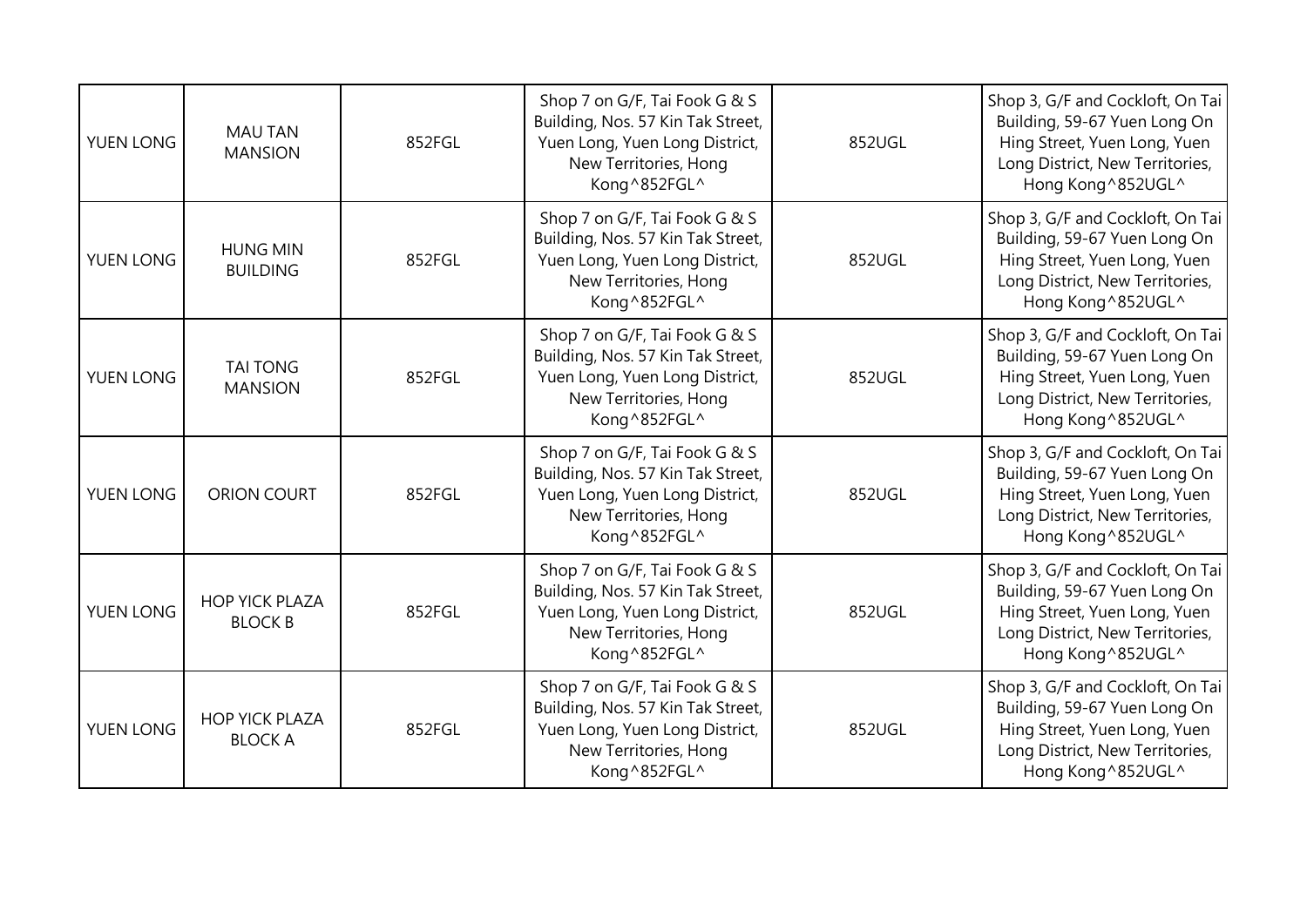| | | | | | |
|---|---|---|---|---|---|
| YUEN LONG | MAU TAN MANSION | 852FGL | Shop 7 on G/F, Tai Fook G & S Building, Nos. 57 Kin Tak Street, Yuen Long, Yuen Long District, New Territories, Hong Kong^852FGL^ | 852UGL | Shop 3, G/F and Cockloft, On Tai Building, 59-67 Yuen Long On Hing Street, Yuen Long, Yuen Long District, New Territories, Hong Kong^852UGL^ |
| YUEN LONG | HUNG MIN BUILDING | 852FGL | Shop 7 on G/F, Tai Fook G & S Building, Nos. 57 Kin Tak Street, Yuen Long, Yuen Long District, New Territories, Hong Kong^852FGL^ | 852UGL | Shop 3, G/F and Cockloft, On Tai Building, 59-67 Yuen Long On Hing Street, Yuen Long, Yuen Long District, New Territories, Hong Kong^852UGL^ |
| YUEN LONG | TAI TONG MANSION | 852FGL | Shop 7 on G/F, Tai Fook G & S Building, Nos. 57 Kin Tak Street, Yuen Long, Yuen Long District, New Territories, Hong Kong^852FGL^ | 852UGL | Shop 3, G/F and Cockloft, On Tai Building, 59-67 Yuen Long On Hing Street, Yuen Long, Yuen Long District, New Territories, Hong Kong^852UGL^ |
| YUEN LONG | ORION COURT | 852FGL | Shop 7 on G/F, Tai Fook G & S Building, Nos. 57 Kin Tak Street, Yuen Long, Yuen Long District, New Territories, Hong Kong^852FGL^ | 852UGL | Shop 3, G/F and Cockloft, On Tai Building, 59-67 Yuen Long On Hing Street, Yuen Long, Yuen Long District, New Territories, Hong Kong^852UGL^ |
| YUEN LONG | HOP YICK PLAZA BLOCK B | 852FGL | Shop 7 on G/F, Tai Fook G & S Building, Nos. 57 Kin Tak Street, Yuen Long, Yuen Long District, New Territories, Hong Kong^852FGL^ | 852UGL | Shop 3, G/F and Cockloft, On Tai Building, 59-67 Yuen Long On Hing Street, Yuen Long, Yuen Long District, New Territories, Hong Kong^852UGL^ |
| YUEN LONG | HOP YICK PLAZA BLOCK A | 852FGL | Shop 7 on G/F, Tai Fook G & S Building, Nos. 57 Kin Tak Street, Yuen Long, Yuen Long District, New Territories, Hong Kong^852FGL^ | 852UGL | Shop 3, G/F and Cockloft, On Tai Building, 59-67 Yuen Long On Hing Street, Yuen Long, Yuen Long District, New Territories, Hong Kong^852UGL^ |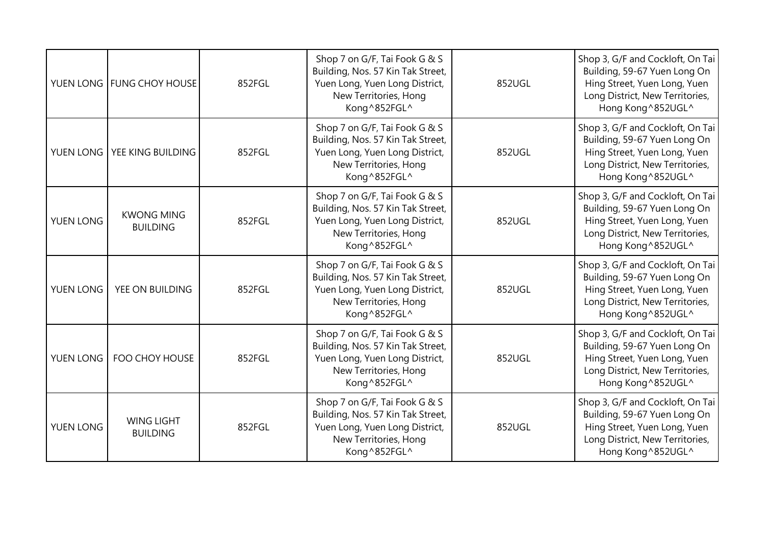| | | | | | |
|---|---|---|---|---|---|
| YUEN LONG | FUNG CHOY HOUSE | 852FGL | Shop 7 on G/F, Tai Fook G & S Building, Nos. 57 Kin Tak Street, Yuen Long, Yuen Long District, New Territories, Hong Kong^852FGL^ | 852UGL | Shop 3, G/F and Cockloft, On Tai Building, 59-67 Yuen Long On Hing Street, Yuen Long, Yuen Long District, New Territories, Hong Kong^852UGL^ |
| YUEN LONG | YEE KING BUILDING | 852FGL | Shop 7 on G/F, Tai Fook G & S Building, Nos. 57 Kin Tak Street, Yuen Long, Yuen Long District, New Territories, Hong Kong^852FGL^ | 852UGL | Shop 3, G/F and Cockloft, On Tai Building, 59-67 Yuen Long On Hing Street, Yuen Long, Yuen Long District, New Territories, Hong Kong^852UGL^ |
| YUEN LONG | KWONG MING BUILDING | 852FGL | Shop 7 on G/F, Tai Fook G & S Building, Nos. 57 Kin Tak Street, Yuen Long, Yuen Long District, New Territories, Hong Kong^852FGL^ | 852UGL | Shop 3, G/F and Cockloft, On Tai Building, 59-67 Yuen Long On Hing Street, Yuen Long, Yuen Long District, New Territories, Hong Kong^852UGL^ |
| YUEN LONG | YEE ON BUILDING | 852FGL | Shop 7 on G/F, Tai Fook G & S Building, Nos. 57 Kin Tak Street, Yuen Long, Yuen Long District, New Territories, Hong Kong^852FGL^ | 852UGL | Shop 3, G/F and Cockloft, On Tai Building, 59-67 Yuen Long On Hing Street, Yuen Long, Yuen Long District, New Territories, Hong Kong^852UGL^ |
| YUEN LONG | FOO CHOY HOUSE | 852FGL | Shop 7 on G/F, Tai Fook G & S Building, Nos. 57 Kin Tak Street, Yuen Long, Yuen Long District, New Territories, Hong Kong^852FGL^ | 852UGL | Shop 3, G/F and Cockloft, On Tai Building, 59-67 Yuen Long On Hing Street, Yuen Long, Yuen Long District, New Territories, Hong Kong^852UGL^ |
| YUEN LONG | WING LIGHT BUILDING | 852FGL | Shop 7 on G/F, Tai Fook G & S Building, Nos. 57 Kin Tak Street, Yuen Long, Yuen Long District, New Territories, Hong Kong^852FGL^ | 852UGL | Shop 3, G/F and Cockloft, On Tai Building, 59-67 Yuen Long On Hing Street, Yuen Long, Yuen Long District, New Territories, Hong Kong^852UGL^ |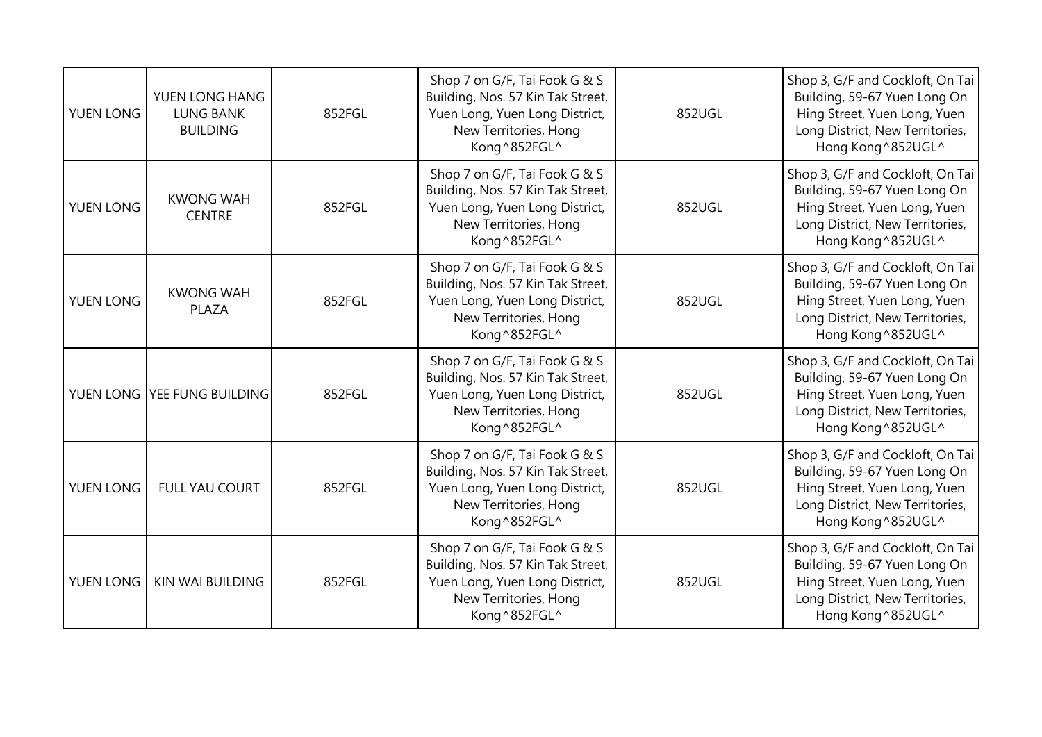| | | | | | |
|---|---|---|---|---|---|
| YUEN LONG | YUEN LONG HANG LUNG BANK BUILDING | 852FGL | Shop 7 on G/F, Tai Fook G & S Building, Nos. 57 Kin Tak Street, Yuen Long, Yuen Long District, New Territories, Hong Kong^852FGL^ | 852UGL | Shop 3, G/F and Cockloft, On Tai Building, 59-67 Yuen Long On Hing Street, Yuen Long, Yuen Long District, New Territories, Hong Kong^852UGL^ |
| YUEN LONG | KWONG WAH CENTRE | 852FGL | Shop 7 on G/F, Tai Fook G & S Building, Nos. 57 Kin Tak Street, Yuen Long, Yuen Long District, New Territories, Hong Kong^852FGL^ | 852UGL | Shop 3, G/F and Cockloft, On Tai Building, 59-67 Yuen Long On Hing Street, Yuen Long, Yuen Long District, New Territories, Hong Kong^852UGL^ |
| YUEN LONG | KWONG WAH PLAZA | 852FGL | Shop 7 on G/F, Tai Fook G & S Building, Nos. 57 Kin Tak Street, Yuen Long, Yuen Long District, New Territories, Hong Kong^852FGL^ | 852UGL | Shop 3, G/F and Cockloft, On Tai Building, 59-67 Yuen Long On Hing Street, Yuen Long, Yuen Long District, New Territories, Hong Kong^852UGL^ |
| YUEN LONG | YEE FUNG BUILDING | 852FGL | Shop 7 on G/F, Tai Fook G & S Building, Nos. 57 Kin Tak Street, Yuen Long, Yuen Long District, New Territories, Hong Kong^852FGL^ | 852UGL | Shop 3, G/F and Cockloft, On Tai Building, 59-67 Yuen Long On Hing Street, Yuen Long, Yuen Long District, New Territories, Hong Kong^852UGL^ |
| YUEN LONG | FULL YAU COURT | 852FGL | Shop 7 on G/F, Tai Fook G & S Building, Nos. 57 Kin Tak Street, Yuen Long, Yuen Long District, New Territories, Hong Kong^852FGL^ | 852UGL | Shop 3, G/F and Cockloft, On Tai Building, 59-67 Yuen Long On Hing Street, Yuen Long, Yuen Long District, New Territories, Hong Kong^852UGL^ |
| YUEN LONG | KIN WAI BUILDING | 852FGL | Shop 7 on G/F, Tai Fook G & S Building, Nos. 57 Kin Tak Street, Yuen Long, Yuen Long District, New Territories, Hong Kong^852FGL^ | 852UGL | Shop 3, G/F and Cockloft, On Tai Building, 59-67 Yuen Long On Hing Street, Yuen Long, Yuen Long District, New Territories, Hong Kong^852UGL^ |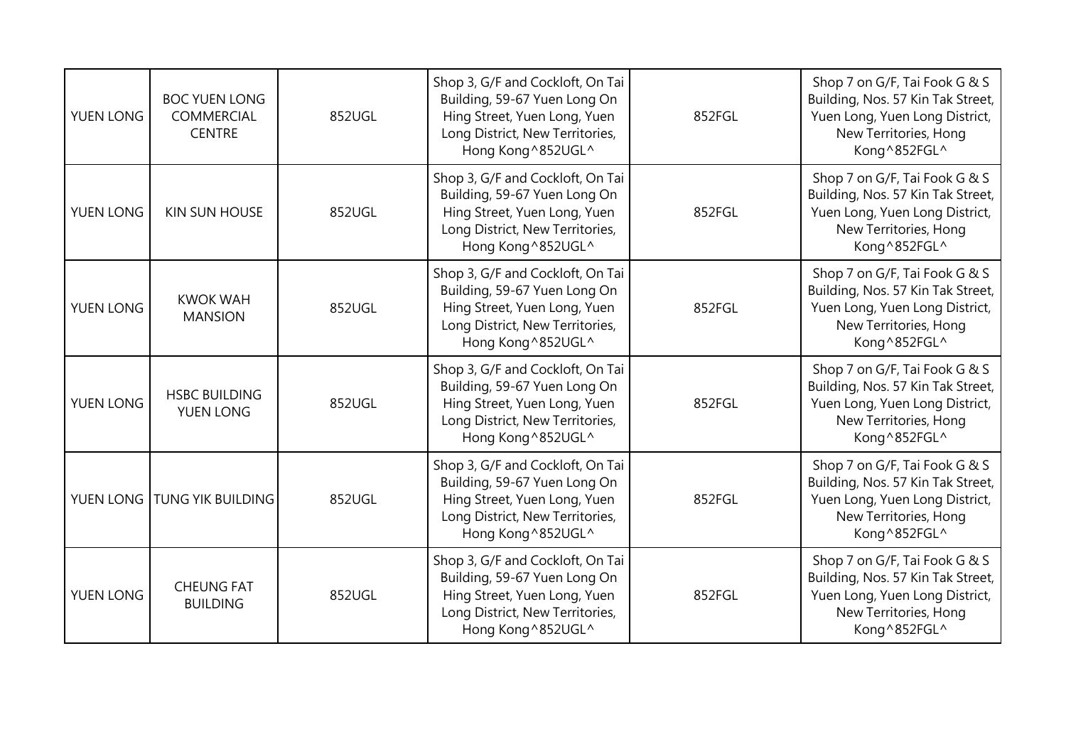| YUEN LONG | BOC YUEN LONG COMMERCIAL CENTRE | 852UGL | Shop 3, G/F and Cockloft, On Tai Building, 59-67 Yuen Long On Hing Street, Yuen Long, Yuen Long District, New Territories, Hong Kong^852UGL^ | 852FGL | Shop 7 on G/F, Tai Fook G & S Building, Nos. 57 Kin Tak Street, Yuen Long, Yuen Long District, New Territories, Hong Kong^852FGL^ |
|---|---|---|---|---|---|
| YUEN LONG | KIN SUN HOUSE | 852UGL | Shop 3, G/F and Cockloft, On Tai Building, 59-67 Yuen Long On Hing Street, Yuen Long, Yuen Long District, New Territories, Hong Kong^852UGL^ | 852FGL | Shop 7 on G/F, Tai Fook G & S Building, Nos. 57 Kin Tak Street, Yuen Long, Yuen Long District, New Territories, Hong Kong^852FGL^ |
| YUEN LONG | KWOK WAH MANSION | 852UGL | Shop 3, G/F and Cockloft, On Tai Building, 59-67 Yuen Long On Hing Street, Yuen Long, Yuen Long District, New Territories, Hong Kong^852UGL^ | 852FGL | Shop 7 on G/F, Tai Fook G & S Building, Nos. 57 Kin Tak Street, Yuen Long, Yuen Long District, New Territories, Hong Kong^852FGL^ |
| YUEN LONG | HSBC BUILDING YUEN LONG | 852UGL | Shop 3, G/F and Cockloft, On Tai Building, 59-67 Yuen Long On Hing Street, Yuen Long, Yuen Long District, New Territories, Hong Kong^852UGL^ | 852FGL | Shop 7 on G/F, Tai Fook G & S Building, Nos. 57 Kin Tak Street, Yuen Long, Yuen Long District, New Territories, Hong Kong^852FGL^ |
| YUEN LONG | TUNG YIK BUILDING | 852UGL | Shop 3, G/F and Cockloft, On Tai Building, 59-67 Yuen Long On Hing Street, Yuen Long, Yuen Long District, New Territories, Hong Kong^852UGL^ | 852FGL | Shop 7 on G/F, Tai Fook G & S Building, Nos. 57 Kin Tak Street, Yuen Long, Yuen Long District, New Territories, Hong Kong^852FGL^ |
| YUEN LONG | CHEUNG FAT BUILDING | 852UGL | Shop 3, G/F and Cockloft, On Tai Building, 59-67 Yuen Long On Hing Street, Yuen Long, Yuen Long District, New Territories, Hong Kong^852UGL^ | 852FGL | Shop 7 on G/F, Tai Fook G & S Building, Nos. 57 Kin Tak Street, Yuen Long, Yuen Long District, New Territories, Hong Kong^852FGL^ |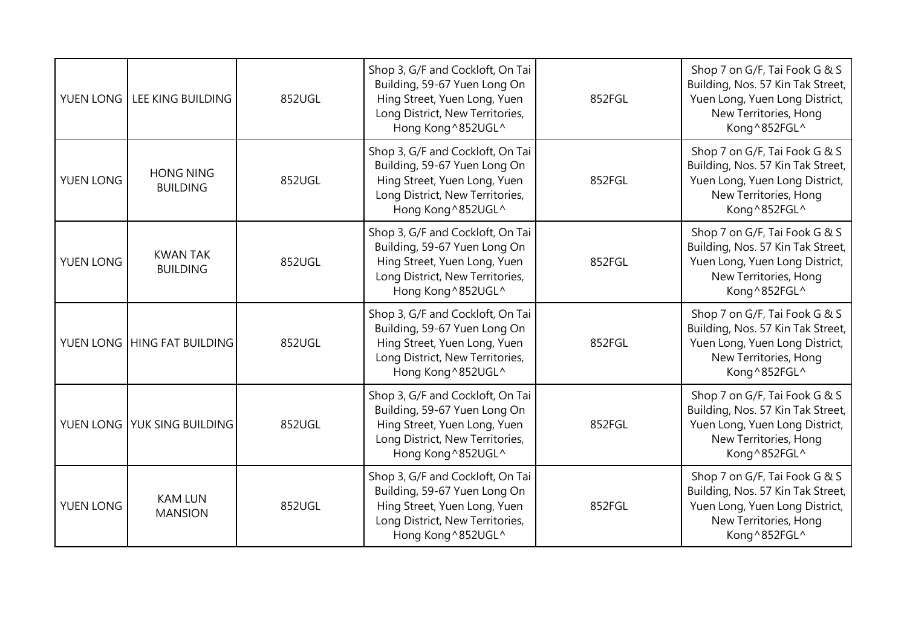| | | | | | |
|---|---|---|---|---|---|
| YUEN LONG | LEE KING BUILDING | 852UGL | Shop 3, G/F and Cockloft, On Tai Building, 59-67 Yuen Long On Hing Street, Yuen Long, Yuen Long District, New Territories, Hong Kong^852UGL^ | 852FGL | Shop 7 on G/F, Tai Fook G & S Building, Nos. 57 Kin Tak Street, Yuen Long, Yuen Long District, New Territories, Hong Kong^852FGL^ |
| YUEN LONG | HONG NING BUILDING | 852UGL | Shop 3, G/F and Cockloft, On Tai Building, 59-67 Yuen Long On Hing Street, Yuen Long, Yuen Long District, New Territories, Hong Kong^852UGL^ | 852FGL | Shop 7 on G/F, Tai Fook G & S Building, Nos. 57 Kin Tak Street, Yuen Long, Yuen Long District, New Territories, Hong Kong^852FGL^ |
| YUEN LONG | KWAN TAK BUILDING | 852UGL | Shop 3, G/F and Cockloft, On Tai Building, 59-67 Yuen Long On Hing Street, Yuen Long, Yuen Long District, New Territories, Hong Kong^852UGL^ | 852FGL | Shop 7 on G/F, Tai Fook G & S Building, Nos. 57 Kin Tak Street, Yuen Long, Yuen Long District, New Territories, Hong Kong^852FGL^ |
| YUEN LONG | HING FAT BUILDING | 852UGL | Shop 3, G/F and Cockloft, On Tai Building, 59-67 Yuen Long On Hing Street, Yuen Long, Yuen Long District, New Territories, Hong Kong^852UGL^ | 852FGL | Shop 7 on G/F, Tai Fook G & S Building, Nos. 57 Kin Tak Street, Yuen Long, Yuen Long District, New Territories, Hong Kong^852FGL^ |
| YUEN LONG | YUK SING BUILDING | 852UGL | Shop 3, G/F and Cockloft, On Tai Building, 59-67 Yuen Long On Hing Street, Yuen Long, Yuen Long District, New Territories, Hong Kong^852UGL^ | 852FGL | Shop 7 on G/F, Tai Fook G & S Building, Nos. 57 Kin Tak Street, Yuen Long, Yuen Long District, New Territories, Hong Kong^852FGL^ |
| YUEN LONG | KAM LUN MANSION | 852UGL | Shop 3, G/F and Cockloft, On Tai Building, 59-67 Yuen Long On Hing Street, Yuen Long, Yuen Long District, New Territories, Hong Kong^852UGL^ | 852FGL | Shop 7 on G/F, Tai Fook G & S Building, Nos. 57 Kin Tak Street, Yuen Long, Yuen Long District, New Territories, Hong Kong^852FGL^ |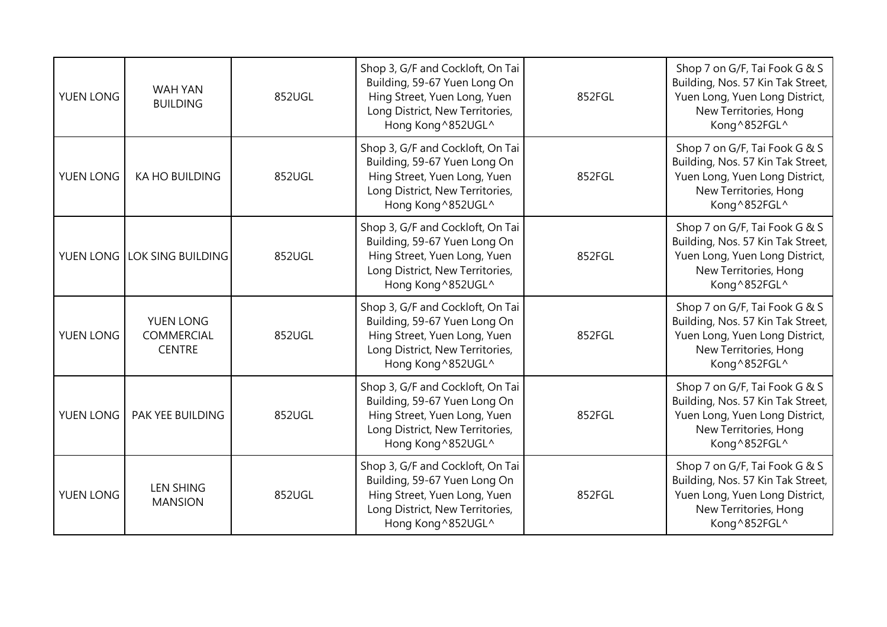| | | | | | |
|---|---|---|---|---|---|
| YUEN LONG | WAH YAN BUILDING | 852UGL | Shop 3, G/F and Cockloft, On Tai Building, 59-67 Yuen Long On Hing Street, Yuen Long, Yuen Long District, New Territories, Hong Kong^852UGL^ | 852FGL | Shop 7 on G/F, Tai Fook G & S Building, Nos. 57 Kin Tak Street, Yuen Long, Yuen Long District, New Territories, Hong Kong^852FGL^ |
| YUEN LONG | KA HO BUILDING | 852UGL | Shop 3, G/F and Cockloft, On Tai Building, 59-67 Yuen Long On Hing Street, Yuen Long, Yuen Long District, New Territories, Hong Kong^852UGL^ | 852FGL | Shop 7 on G/F, Tai Fook G & S Building, Nos. 57 Kin Tak Street, Yuen Long, Yuen Long District, New Territories, Hong Kong^852FGL^ |
| YUEN LONG | LOK SING BUILDING | 852UGL | Shop 3, G/F and Cockloft, On Tai Building, 59-67 Yuen Long On Hing Street, Yuen Long, Yuen Long District, New Territories, Hong Kong^852UGL^ | 852FGL | Shop 7 on G/F, Tai Fook G & S Building, Nos. 57 Kin Tak Street, Yuen Long, Yuen Long District, New Territories, Hong Kong^852FGL^ |
| YUEN LONG | YUEN LONG COMMERCIAL CENTRE | 852UGL | Shop 3, G/F and Cockloft, On Tai Building, 59-67 Yuen Long On Hing Street, Yuen Long, Yuen Long District, New Territories, Hong Kong^852UGL^ | 852FGL | Shop 7 on G/F, Tai Fook G & S Building, Nos. 57 Kin Tak Street, Yuen Long, Yuen Long District, New Territories, Hong Kong^852FGL^ |
| YUEN LONG | PAK YEE BUILDING | 852UGL | Shop 3, G/F and Cockloft, On Tai Building, 59-67 Yuen Long On Hing Street, Yuen Long, Yuen Long District, New Territories, Hong Kong^852UGL^ | 852FGL | Shop 7 on G/F, Tai Fook G & S Building, Nos. 57 Kin Tak Street, Yuen Long, Yuen Long District, New Territories, Hong Kong^852FGL^ |
| YUEN LONG | LEN SHING MANSION | 852UGL | Shop 3, G/F and Cockloft, On Tai Building, 59-67 Yuen Long On Hing Street, Yuen Long, Yuen Long District, New Territories, Hong Kong^852UGL^ | 852FGL | Shop 7 on G/F, Tai Fook G & S Building, Nos. 57 Kin Tak Street, Yuen Long, Yuen Long District, New Territories, Hong Kong^852FGL^ |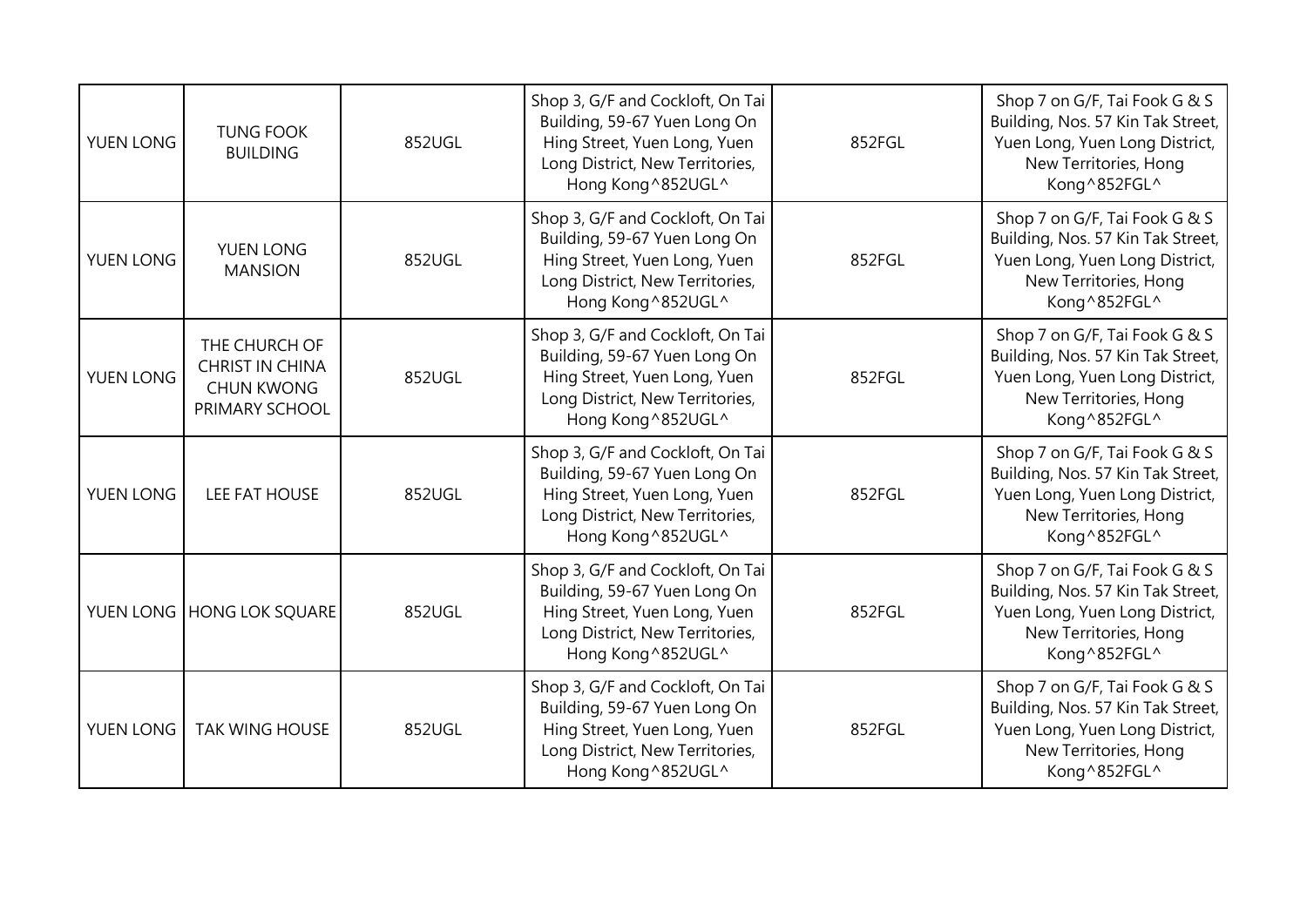| YUEN LONG | TUNG FOOK BUILDING | 852UGL | Shop 3, G/F and Cockloft, On Tai Building, 59-67 Yuen Long On Hing Street, Yuen Long, Yuen Long District, New Territories, Hong Kong^852UGL^ | 852FGL | Shop 7 on G/F, Tai Fook G & S Building, Nos. 57 Kin Tak Street, Yuen Long, Yuen Long District, New Territories, Hong Kong^852FGL^ |
|---|---|---|---|---|---|
| YUEN LONG | YUEN LONG MANSION | 852UGL | Shop 3, G/F and Cockloft, On Tai Building, 59-67 Yuen Long On Hing Street, Yuen Long, Yuen Long District, New Territories, Hong Kong^852UGL^ | 852FGL | Shop 7 on G/F, Tai Fook G & S Building, Nos. 57 Kin Tak Street, Yuen Long, Yuen Long District, New Territories, Hong Kong^852FGL^ |
| YUEN LONG | THE CHURCH OF CHRIST IN CHINA CHUN KWONG PRIMARY SCHOOL | 852UGL | Shop 3, G/F and Cockloft, On Tai Building, 59-67 Yuen Long On Hing Street, Yuen Long, Yuen Long District, New Territories, Hong Kong^852UGL^ | 852FGL | Shop 7 on G/F, Tai Fook G & S Building, Nos. 57 Kin Tak Street, Yuen Long, Yuen Long District, New Territories, Hong Kong^852FGL^ |
| YUEN LONG | LEE FAT HOUSE | 852UGL | Shop 3, G/F and Cockloft, On Tai Building, 59-67 Yuen Long On Hing Street, Yuen Long, Yuen Long District, New Territories, Hong Kong^852UGL^ | 852FGL | Shop 7 on G/F, Tai Fook G & S Building, Nos. 57 Kin Tak Street, Yuen Long, Yuen Long District, New Territories, Hong Kong^852FGL^ |
| YUEN LONG | HONG LOK SQUARE | 852UGL | Shop 3, G/F and Cockloft, On Tai Building, 59-67 Yuen Long On Hing Street, Yuen Long, Yuen Long District, New Territories, Hong Kong^852UGL^ | 852FGL | Shop 7 on G/F, Tai Fook G & S Building, Nos. 57 Kin Tak Street, Yuen Long, Yuen Long District, New Territories, Hong Kong^852FGL^ |
| YUEN LONG | TAK WING HOUSE | 852UGL | Shop 3, G/F and Cockloft, On Tai Building, 59-67 Yuen Long On Hing Street, Yuen Long, Yuen Long District, New Territories, Hong Kong^852UGL^ | 852FGL | Shop 7 on G/F, Tai Fook G & S Building, Nos. 57 Kin Tak Street, Yuen Long, Yuen Long District, New Territories, Hong Kong^852FGL^ |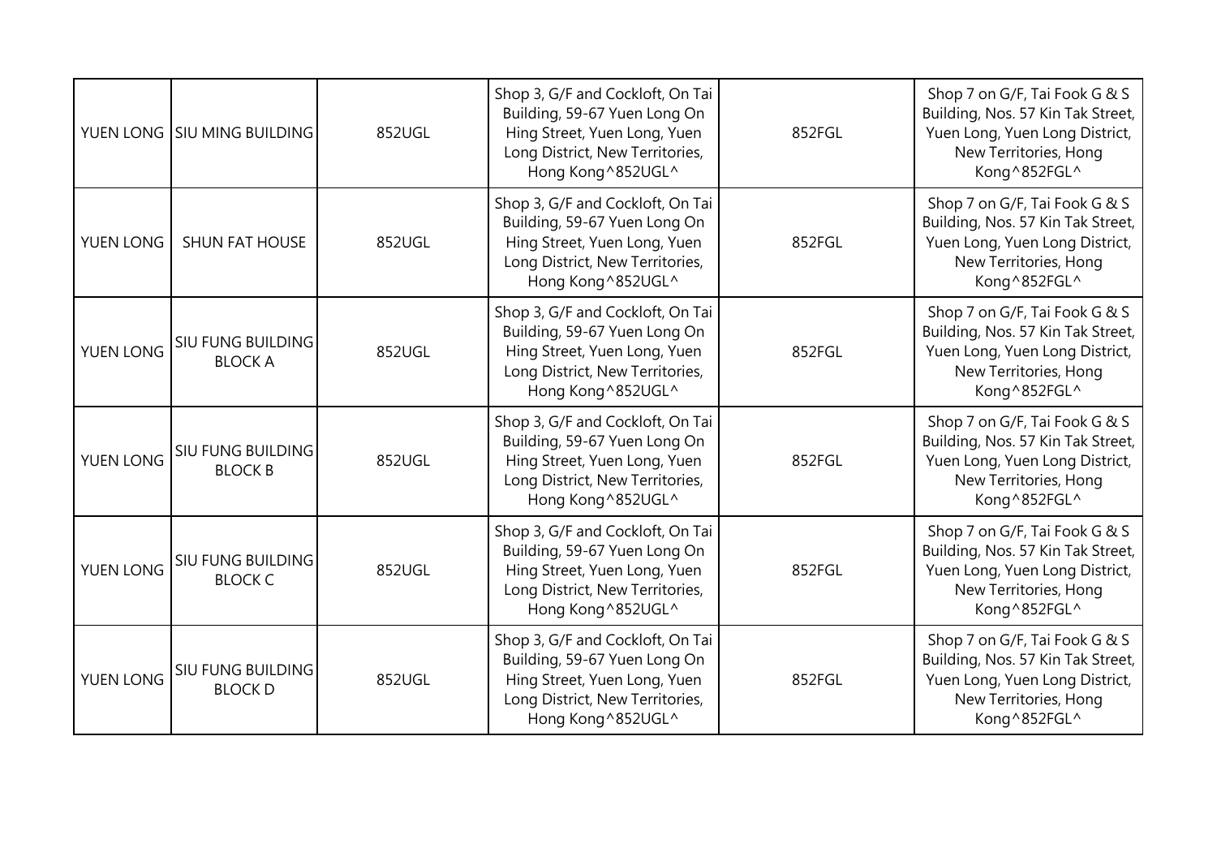| | | | | | |
|---|---|---|---|---|---|
| YUEN LONG | SIU MING BUILDING | 852UGL | Shop 3, G/F and Cockloft, On Tai Building, 59-67 Yuen Long On Hing Street, Yuen Long, Yuen Long District, New Territories, Hong Kong^852UGL^ | 852FGL | Shop 7 on G/F, Tai Fook G & S Building, Nos. 57 Kin Tak Street, Yuen Long, Yuen Long District, New Territories, Hong Kong^852FGL^ |
| YUEN LONG | SHUN FAT HOUSE | 852UGL | Shop 3, G/F and Cockloft, On Tai Building, 59-67 Yuen Long On Hing Street, Yuen Long, Yuen Long District, New Territories, Hong Kong^852UGL^ | 852FGL | Shop 7 on G/F, Tai Fook G & S Building, Nos. 57 Kin Tak Street, Yuen Long, Yuen Long District, New Territories, Hong Kong^852FGL^ |
| YUEN LONG | SIU FUNG BUILDING BLOCK A | 852UGL | Shop 3, G/F and Cockloft, On Tai Building, 59-67 Yuen Long On Hing Street, Yuen Long, Yuen Long District, New Territories, Hong Kong^852UGL^ | 852FGL | Shop 7 on G/F, Tai Fook G & S Building, Nos. 57 Kin Tak Street, Yuen Long, Yuen Long District, New Territories, Hong Kong^852FGL^ |
| YUEN LONG | SIU FUNG BUILDING BLOCK B | 852UGL | Shop 3, G/F and Cockloft, On Tai Building, 59-67 Yuen Long On Hing Street, Yuen Long, Yuen Long District, New Territories, Hong Kong^852UGL^ | 852FGL | Shop 7 on G/F, Tai Fook G & S Building, Nos. 57 Kin Tak Street, Yuen Long, Yuen Long District, New Territories, Hong Kong^852FGL^ |
| YUEN LONG | SIU FUNG BUILDING BLOCK C | 852UGL | Shop 3, G/F and Cockloft, On Tai Building, 59-67 Yuen Long On Hing Street, Yuen Long, Yuen Long District, New Territories, Hong Kong^852UGL^ | 852FGL | Shop 7 on G/F, Tai Fook G & S Building, Nos. 57 Kin Tak Street, Yuen Long, Yuen Long District, New Territories, Hong Kong^852FGL^ |
| YUEN LONG | SIU FUNG BUILDING BLOCK D | 852UGL | Shop 3, G/F and Cockloft, On Tai Building, 59-67 Yuen Long On Hing Street, Yuen Long, Yuen Long District, New Territories, Hong Kong^852UGL^ | 852FGL | Shop 7 on G/F, Tai Fook G & S Building, Nos. 57 Kin Tak Street, Yuen Long, Yuen Long District, New Territories, Hong Kong^852FGL^ |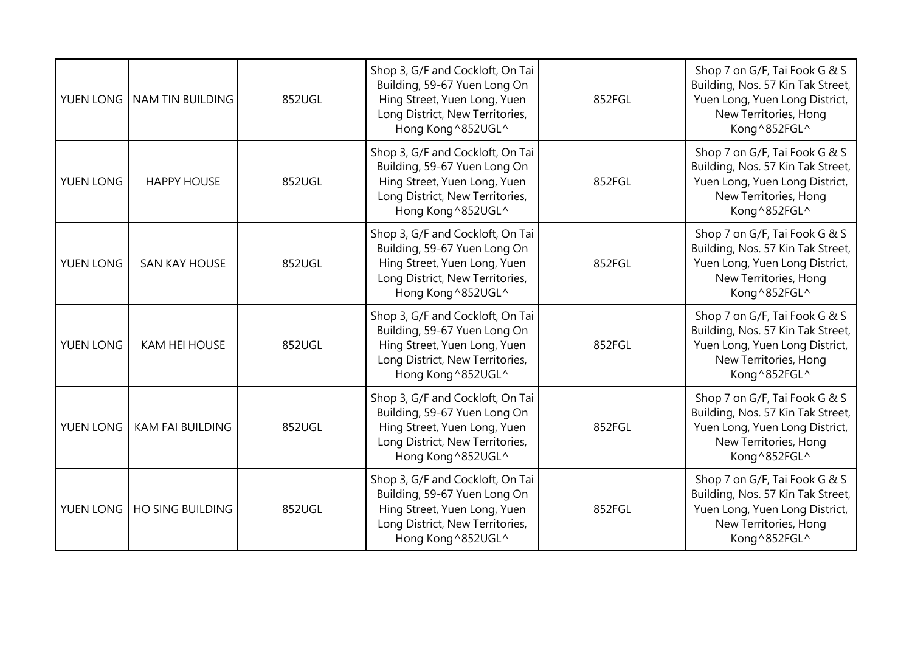| | | | | | |
|---|---|---|---|---|---|
| YUEN LONG | NAM TIN BUILDING | 852UGL | Shop 3, G/F and Cockloft, On Tai Building, 59-67 Yuen Long On Hing Street, Yuen Long, Yuen Long District, New Territories, Hong Kong^852UGL^ | 852FGL | Shop 7 on G/F, Tai Fook G & S Building, Nos. 57 Kin Tak Street, Yuen Long, Yuen Long District, New Territories, Hong Kong^852FGL^ |
| YUEN LONG | HAPPY HOUSE | 852UGL | Shop 3, G/F and Cockloft, On Tai Building, 59-67 Yuen Long On Hing Street, Yuen Long, Yuen Long District, New Territories, Hong Kong^852UGL^ | 852FGL | Shop 7 on G/F, Tai Fook G & S Building, Nos. 57 Kin Tak Street, Yuen Long, Yuen Long District, New Territories, Hong Kong^852FGL^ |
| YUEN LONG | SAN KAY HOUSE | 852UGL | Shop 3, G/F and Cockloft, On Tai Building, 59-67 Yuen Long On Hing Street, Yuen Long, Yuen Long District, New Territories, Hong Kong^852UGL^ | 852FGL | Shop 7 on G/F, Tai Fook G & S Building, Nos. 57 Kin Tak Street, Yuen Long, Yuen Long District, New Territories, Hong Kong^852FGL^ |
| YUEN LONG | KAM HEI HOUSE | 852UGL | Shop 3, G/F and Cockloft, On Tai Building, 59-67 Yuen Long On Hing Street, Yuen Long, Yuen Long District, New Territories, Hong Kong^852UGL^ | 852FGL | Shop 7 on G/F, Tai Fook G & S Building, Nos. 57 Kin Tak Street, Yuen Long, Yuen Long District, New Territories, Hong Kong^852FGL^ |
| YUEN LONG | KAM FAI BUILDING | 852UGL | Shop 3, G/F and Cockloft, On Tai Building, 59-67 Yuen Long On Hing Street, Yuen Long, Yuen Long District, New Territories, Hong Kong^852UGL^ | 852FGL | Shop 7 on G/F, Tai Fook G & S Building, Nos. 57 Kin Tak Street, Yuen Long, Yuen Long District, New Territories, Hong Kong^852FGL^ |
| YUEN LONG | HO SING BUILDING | 852UGL | Shop 3, G/F and Cockloft, On Tai Building, 59-67 Yuen Long On Hing Street, Yuen Long, Yuen Long District, New Territories, Hong Kong^852UGL^ | 852FGL | Shop 7 on G/F, Tai Fook G & S Building, Nos. 57 Kin Tak Street, Yuen Long, Yuen Long District, New Territories, Hong Kong^852FGL^ |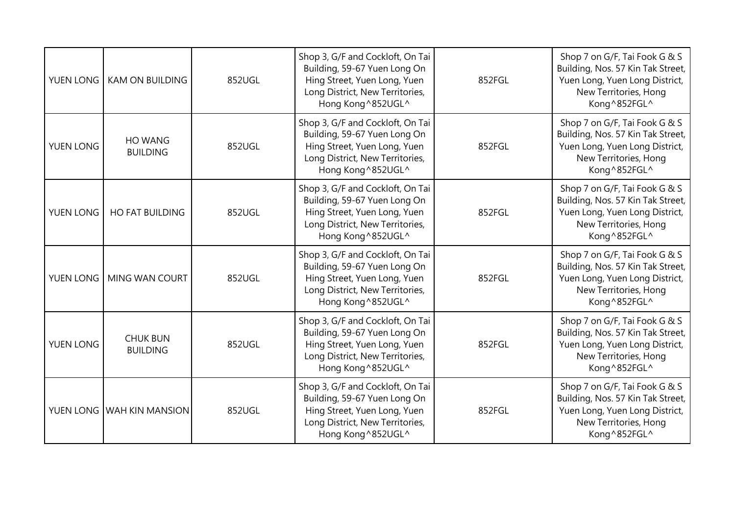| | | | | | |
|---|---|---|---|---|---|
| YUEN LONG | KAM ON BUILDING | 852UGL | Shop 3, G/F and Cockloft, On Tai Building, 59-67 Yuen Long On Hing Street, Yuen Long, Yuen Long District, New Territories, Hong Kong^852UGL^ | 852FGL | Shop 7 on G/F, Tai Fook G & S Building, Nos. 57 Kin Tak Street, Yuen Long, Yuen Long District, New Territories, Hong Kong^852FGL^ |
| YUEN LONG | HO WANG BUILDING | 852UGL | Shop 3, G/F and Cockloft, On Tai Building, 59-67 Yuen Long On Hing Street, Yuen Long, Yuen Long District, New Territories, Hong Kong^852UGL^ | 852FGL | Shop 7 on G/F, Tai Fook G & S Building, Nos. 57 Kin Tak Street, Yuen Long, Yuen Long District, New Territories, Hong Kong^852FGL^ |
| YUEN LONG | HO FAT BUILDING | 852UGL | Shop 3, G/F and Cockloft, On Tai Building, 59-67 Yuen Long On Hing Street, Yuen Long, Yuen Long District, New Territories, Hong Kong^852UGL^ | 852FGL | Shop 7 on G/F, Tai Fook G & S Building, Nos. 57 Kin Tak Street, Yuen Long, Yuen Long District, New Territories, Hong Kong^852FGL^ |
| YUEN LONG | MING WAN COURT | 852UGL | Shop 3, G/F and Cockloft, On Tai Building, 59-67 Yuen Long On Hing Street, Yuen Long, Yuen Long District, New Territories, Hong Kong^852UGL^ | 852FGL | Shop 7 on G/F, Tai Fook G & S Building, Nos. 57 Kin Tak Street, Yuen Long, Yuen Long District, New Territories, Hong Kong^852FGL^ |
| YUEN LONG | CHUK BUN BUILDING | 852UGL | Shop 3, G/F and Cockloft, On Tai Building, 59-67 Yuen Long On Hing Street, Yuen Long, Yuen Long District, New Territories, Hong Kong^852UGL^ | 852FGL | Shop 7 on G/F, Tai Fook G & S Building, Nos. 57 Kin Tak Street, Yuen Long, Yuen Long District, New Territories, Hong Kong^852FGL^ |
| YUEN LONG | WAH KIN MANSION | 852UGL | Shop 3, G/F and Cockloft, On Tai Building, 59-67 Yuen Long On Hing Street, Yuen Long, Yuen Long District, New Territories, Hong Kong^852UGL^ | 852FGL | Shop 7 on G/F, Tai Fook G & S Building, Nos. 57 Kin Tak Street, Yuen Long, Yuen Long District, New Territories, Hong Kong^852FGL^ |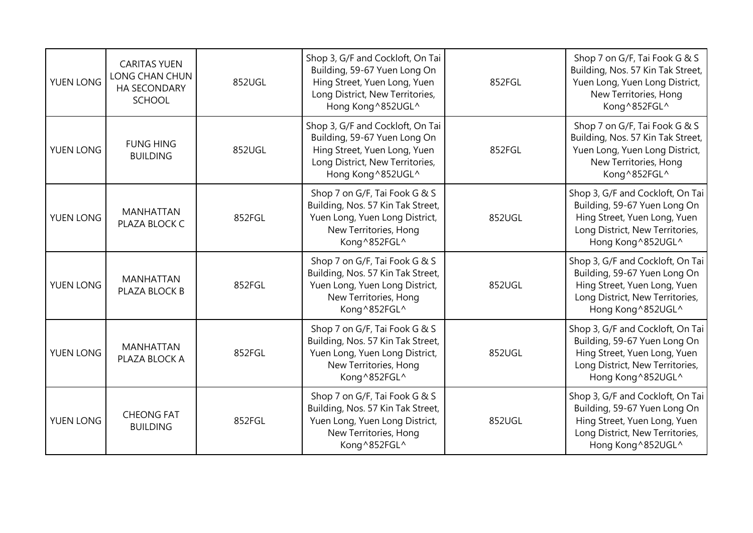| YUEN LONG | CARITAS YUEN LONG CHAN CHUN HA SECONDARY SCHOOL | 852UGL | Shop 3, G/F and Cockloft, On Tai Building, 59-67 Yuen Long On Hing Street, Yuen Long, Yuen Long District, New Territories, Hong Kong^852UGL^ | 852FGL | Shop 7 on G/F, Tai Fook G & S Building, Nos. 57 Kin Tak Street, Yuen Long, Yuen Long District, New Territories, Hong Kong^852FGL^ |
|---|---|---|---|---|---|
| YUEN LONG | FUNG HING BUILDING | 852UGL | Shop 3, G/F and Cockloft, On Tai Building, 59-67 Yuen Long On Hing Street, Yuen Long, Yuen Long District, New Territories, Hong Kong^852UGL^ | 852FGL | Shop 7 on G/F, Tai Fook G & S Building, Nos. 57 Kin Tak Street, Yuen Long, Yuen Long District, New Territories, Hong Kong^852FGL^ |
| YUEN LONG | MANHATTAN PLAZA BLOCK C | 852FGL | Shop 7 on G/F, Tai Fook G & S Building, Nos. 57 Kin Tak Street, Yuen Long, Yuen Long District, New Territories, Hong Kong^852FGL^ | 852UGL | Shop 3, G/F and Cockloft, On Tai Building, 59-67 Yuen Long On Hing Street, Yuen Long, Yuen Long District, New Territories, Hong Kong^852UGL^ |
| YUEN LONG | MANHATTAN PLAZA BLOCK B | 852FGL | Shop 7 on G/F, Tai Fook G & S Building, Nos. 57 Kin Tak Street, Yuen Long, Yuen Long District, New Territories, Hong Kong^852FGL^ | 852UGL | Shop 3, G/F and Cockloft, On Tai Building, 59-67 Yuen Long On Hing Street, Yuen Long, Yuen Long District, New Territories, Hong Kong^852UGL^ |
| YUEN LONG | MANHATTAN PLAZA BLOCK A | 852FGL | Shop 7 on G/F, Tai Fook G & S Building, Nos. 57 Kin Tak Street, Yuen Long, Yuen Long District, New Territories, Hong Kong^852FGL^ | 852UGL | Shop 3, G/F and Cockloft, On Tai Building, 59-67 Yuen Long On Hing Street, Yuen Long, Yuen Long District, New Territories, Hong Kong^852UGL^ |
| YUEN LONG | CHEONG FAT BUILDING | 852FGL | Shop 7 on G/F, Tai Fook G & S Building, Nos. 57 Kin Tak Street, Yuen Long, Yuen Long District, New Territories, Hong Kong^852FGL^ | 852UGL | Shop 3, G/F and Cockloft, On Tai Building, 59-67 Yuen Long On Hing Street, Yuen Long, Yuen Long District, New Territories, Hong Kong^852UGL^ |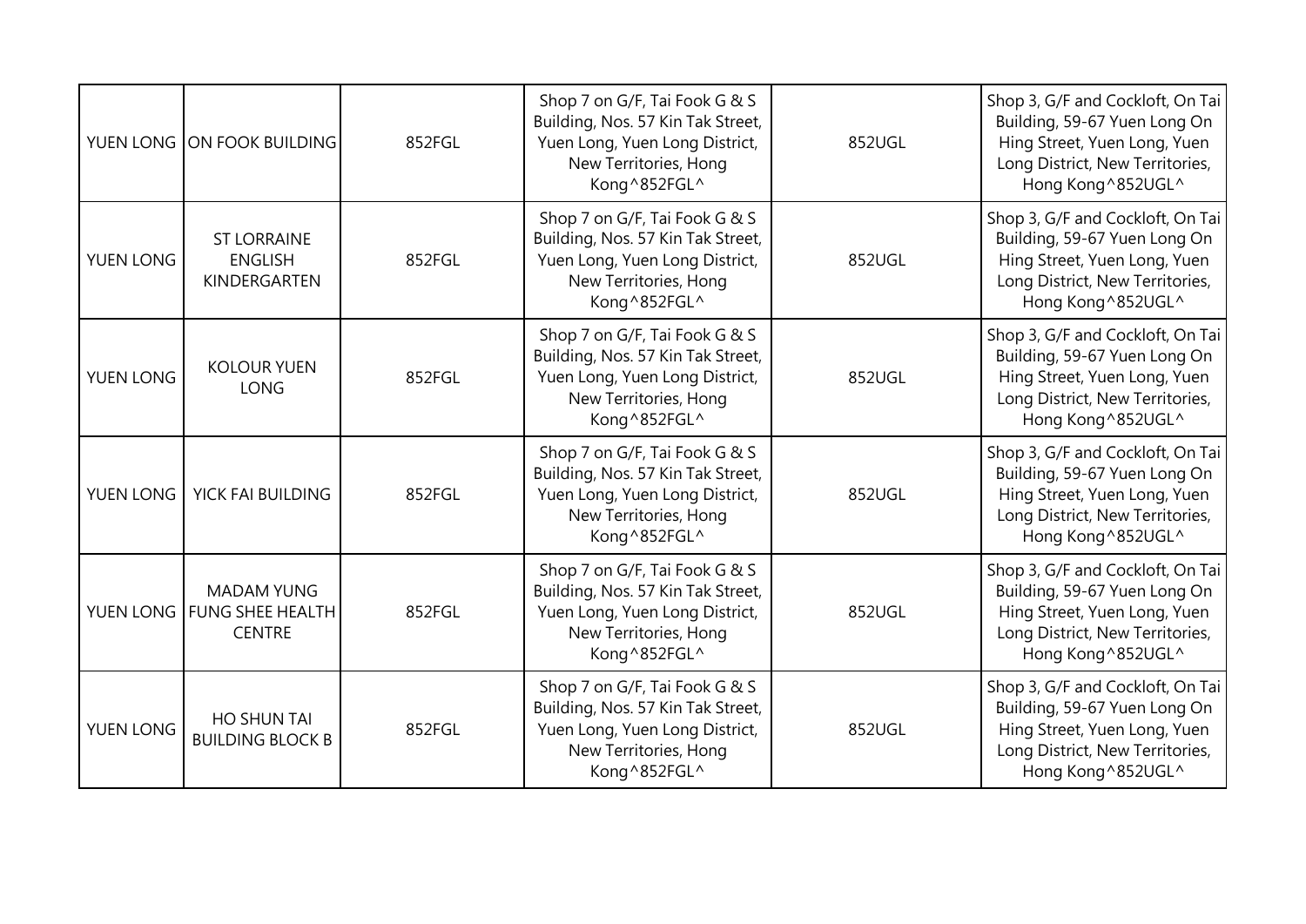| | | | | | |
|---|---|---|---|---|---|
| YUEN LONG | ON FOOK BUILDING | 852FGL | Shop 7 on G/F, Tai Fook G & S Building, Nos. 57 Kin Tak Street, Yuen Long, Yuen Long District, New Territories, Hong Kong^852FGL^ | 852UGL | Shop 3, G/F and Cockloft, On Tai Building, 59-67 Yuen Long On Hing Street, Yuen Long, Yuen Long District, New Territories, Hong Kong^852UGL^ |
| YUEN LONG | ST LORRAINE ENGLISH KINDERGARTEN | 852FGL | Shop 7 on G/F, Tai Fook G & S Building, Nos. 57 Kin Tak Street, Yuen Long, Yuen Long District, New Territories, Hong Kong^852FGL^ | 852UGL | Shop 3, G/F and Cockloft, On Tai Building, 59-67 Yuen Long On Hing Street, Yuen Long, Yuen Long District, New Territories, Hong Kong^852UGL^ |
| YUEN LONG | KOLOUR YUEN LONG | 852FGL | Shop 7 on G/F, Tai Fook G & S Building, Nos. 57 Kin Tak Street, Yuen Long, Yuen Long District, New Territories, Hong Kong^852FGL^ | 852UGL | Shop 3, G/F and Cockloft, On Tai Building, 59-67 Yuen Long On Hing Street, Yuen Long, Yuen Long District, New Territories, Hong Kong^852UGL^ |
| YUEN LONG | YICK FAI BUILDING | 852FGL | Shop 7 on G/F, Tai Fook G & S Building, Nos. 57 Kin Tak Street, Yuen Long, Yuen Long District, New Territories, Hong Kong^852FGL^ | 852UGL | Shop 3, G/F and Cockloft, On Tai Building, 59-67 Yuen Long On Hing Street, Yuen Long, Yuen Long District, New Territories, Hong Kong^852UGL^ |
| YUEN LONG | MADAM YUNG FUNG SHEE HEALTH CENTRE | 852FGL | Shop 7 on G/F, Tai Fook G & S Building, Nos. 57 Kin Tak Street, Yuen Long, Yuen Long District, New Territories, Hong Kong^852FGL^ | 852UGL | Shop 3, G/F and Cockloft, On Tai Building, 59-67 Yuen Long On Hing Street, Yuen Long, Yuen Long District, New Territories, Hong Kong^852UGL^ |
| YUEN LONG | HO SHUN TAI BUILDING BLOCK B | 852FGL | Shop 7 on G/F, Tai Fook G & S Building, Nos. 57 Kin Tak Street, Yuen Long, Yuen Long District, New Territories, Hong Kong^852FGL^ | 852UGL | Shop 3, G/F and Cockloft, On Tai Building, 59-67 Yuen Long On Hing Street, Yuen Long, Yuen Long District, New Territories, Hong Kong^852UGL^ |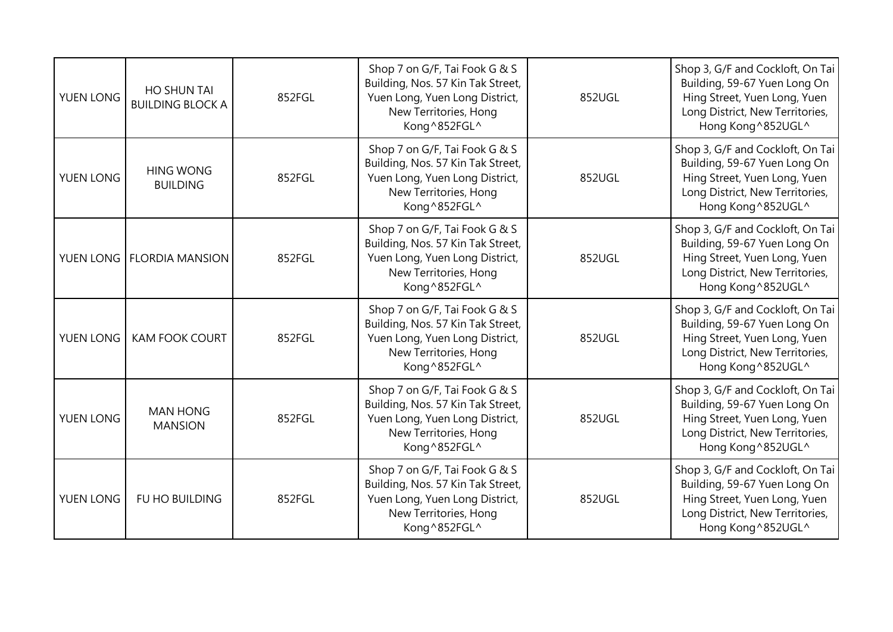| YUEN LONG | HO SHUN TAI BUILDING BLOCK A | 852FGL | Shop 7 on G/F, Tai Fook G & S Building, Nos. 57 Kin Tak Street, Yuen Long, Yuen Long District, New Territories, Hong Kong^852FGL^ | 852UGL | Shop 3, G/F and Cockloft, On Tai Building, 59-67 Yuen Long On Hing Street, Yuen Long, Yuen Long District, New Territories, Hong Kong^852UGL^ |
|---|---|---|---|---|---|
| YUEN LONG | HING WONG BUILDING | 852FGL | Shop 7 on G/F, Tai Fook G & S Building, Nos. 57 Kin Tak Street, Yuen Long, Yuen Long District, New Territories, Hong Kong^852FGL^ | 852UGL | Shop 3, G/F and Cockloft, On Tai Building, 59-67 Yuen Long On Hing Street, Yuen Long, Yuen Long District, New Territories, Hong Kong^852UGL^ |
| YUEN LONG | FLORDIA MANSION | 852FGL | Shop 7 on G/F, Tai Fook G & S Building, Nos. 57 Kin Tak Street, Yuen Long, Yuen Long District, New Territories, Hong Kong^852FGL^ | 852UGL | Shop 3, G/F and Cockloft, On Tai Building, 59-67 Yuen Long On Hing Street, Yuen Long, Yuen Long District, New Territories, Hong Kong^852UGL^ |
| YUEN LONG | KAM FOOK COURT | 852FGL | Shop 7 on G/F, Tai Fook G & S Building, Nos. 57 Kin Tak Street, Yuen Long, Yuen Long District, New Territories, Hong Kong^852FGL^ | 852UGL | Shop 3, G/F and Cockloft, On Tai Building, 59-67 Yuen Long On Hing Street, Yuen Long, Yuen Long District, New Territories, Hong Kong^852UGL^ |
| YUEN LONG | MAN HONG MANSION | 852FGL | Shop 7 on G/F, Tai Fook G & S Building, Nos. 57 Kin Tak Street, Yuen Long, Yuen Long District, New Territories, Hong Kong^852FGL^ | 852UGL | Shop 3, G/F and Cockloft, On Tai Building, 59-67 Yuen Long On Hing Street, Yuen Long, Yuen Long District, New Territories, Hong Kong^852UGL^ |
| YUEN LONG | FU HO BUILDING | 852FGL | Shop 7 on G/F, Tai Fook G & S Building, Nos. 57 Kin Tak Street, Yuen Long, Yuen Long District, New Territories, Hong Kong^852FGL^ | 852UGL | Shop 3, G/F and Cockloft, On Tai Building, 59-67 Yuen Long On Hing Street, Yuen Long, Yuen Long District, New Territories, Hong Kong^852UGL^ |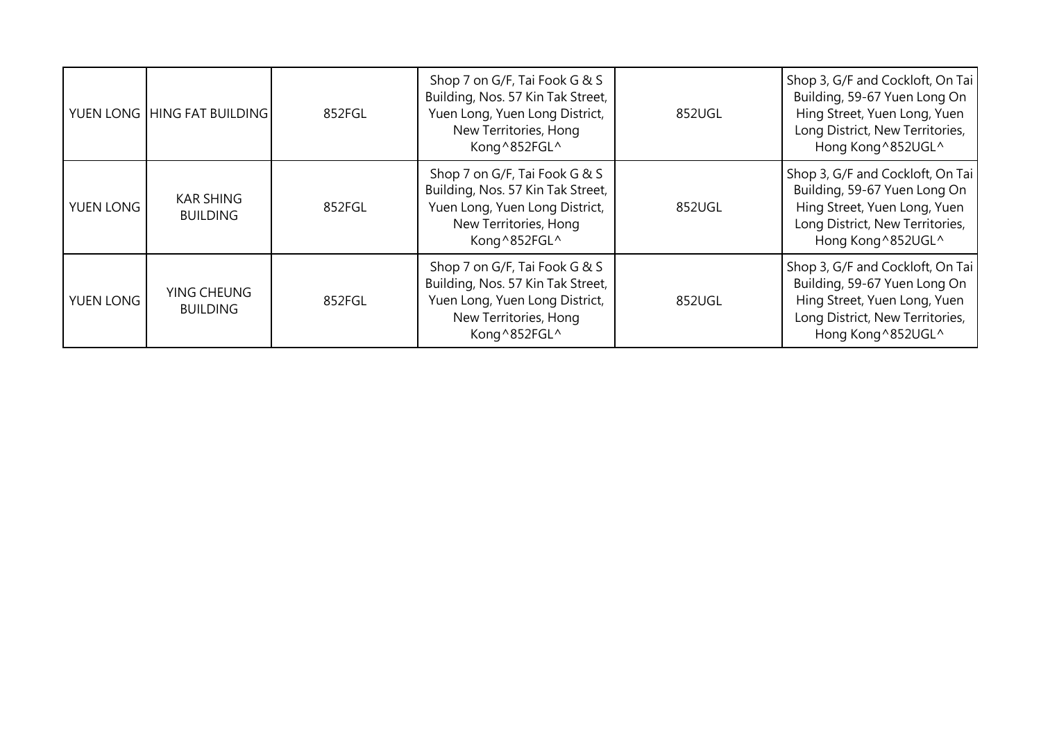| | | | | | |
|---|---|---|---|---|---|
| YUEN LONG | HING FAT BUILDING | 852FGL | Shop 7 on G/F, Tai Fook G & S Building, Nos. 57 Kin Tak Street, Yuen Long, Yuen Long District, New Territories, Hong Kong^852FGL^ | 852UGL | Shop 3, G/F and Cockloft, On Tai Building, 59-67 Yuen Long On Hing Street, Yuen Long, Yuen Long District, New Territories, Hong Kong^852UGL^ |
| YUEN LONG | KAR SHING BUILDING | 852FGL | Shop 7 on G/F, Tai Fook G & S Building, Nos. 57 Kin Tak Street, Yuen Long, Yuen Long District, New Territories, Hong Kong^852FGL^ | 852UGL | Shop 3, G/F and Cockloft, On Tai Building, 59-67 Yuen Long On Hing Street, Yuen Long, Yuen Long District, New Territories, Hong Kong^852UGL^ |
| YUEN LONG | YING CHEUNG BUILDING | 852FGL | Shop 7 on G/F, Tai Fook G & S Building, Nos. 57 Kin Tak Street, Yuen Long, Yuen Long District, New Territories, Hong Kong^852FGL^ | 852UGL | Shop 3, G/F and Cockloft, On Tai Building, 59-67 Yuen Long On Hing Street, Yuen Long, Yuen Long District, New Territories, Hong Kong^852UGL^ |